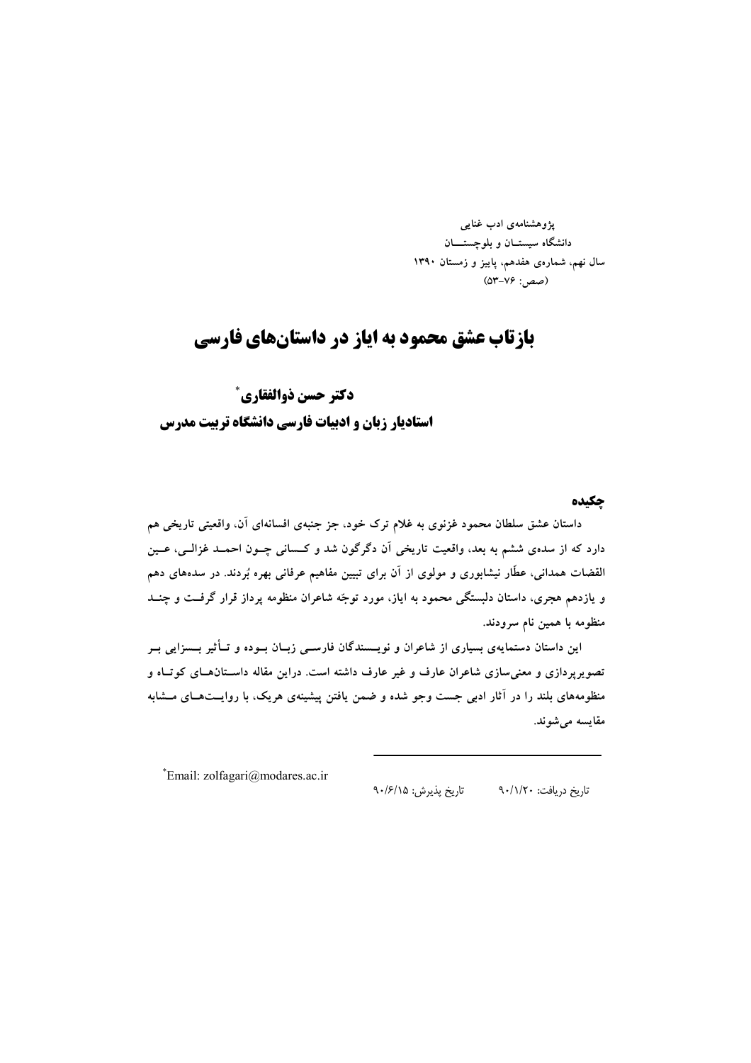پژوهشنامه‌ی ادب غنایی
دانشگاه سیستـان و بلوچستـــان
سال نهم، شماره‌ی هفدهم، پاییز و زمستان ۱۳۹۰
(صص: ۷۶-۵۳)

# بازتاب عشق محمود به ایاز در داستان‌های فارسی

## دکتر حسن ذوالفقاری[*]
## استادیار زبان و ادبیات فارسی دانشگاه تربیت مدرس

### چکیده

داستان عشق سلطان محمود غزنوی به غلام ترک خود، جز جنبه‌ی افسانه‌ای آن، واقعیتی تاریخی هم دارد که از سده‌ی ششم به بعد، واقعیت تاریخی آن دگرگون شد و کسانی چون احمد غزالی، عین القضات همدانی، عطّار نیشابوری و مولوی از آن برای تبیین مفاهیم عرفانی بهره بُردند. در سده‌های دهم و یازدهم هجری، داستان دلبستگی محمود به ایاز، مورد توجّه شاعران منظومه پرداز قرار گرفت و چند منظومه با همین نام سرودند.

این داستان دستمایه‌ی بسیاری از شاعران و نویسندگان فارسی زبان بوده و تأثیر بسزایی بر تصویرپردازی و معنی‌سازی شاعران عارف و غیر عارف داشته است. دراین مقاله داستان‌های کوتاه و منظومه‌های بلند را در آثار ادبی جست وجو شده و ضمن یافتن پیشینه‌ی هریک، با روایت‌های مشابه مقایسه می‌شوند.

---

[*]Email: zolfagari@modares.ac.ir

تاریخ دریافت: ۹۰/۱/۲۰ تاریخ پذیرش: ۹۰/۶/۱۵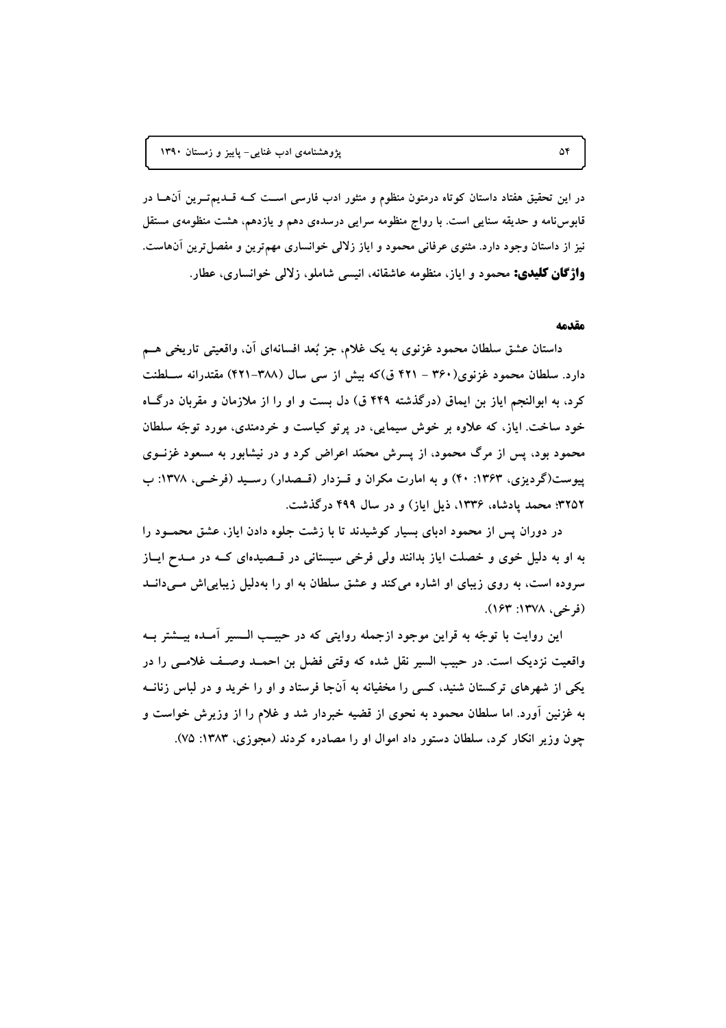در این تحقیق هفتاد داستان کوتاه درمتون منظوم و منثور ادب فارسی است که قدیم‌ترین آن‌ها در قابوس‌نامه و حدیقه سنایی است. با رواج منظومه سرایی درسده‌ی دهم و یازدهم، هشت منظومه‌ی مستقل نیز از داستان وجود دارد. مثنوی عرفانی محمود و ایاز زلالی خوانساری مهم‌ترین و مفصل‌ترین آن‌هاست.

**واژگان کلیدی:** محمود و ایاز، منظومه عاشقانه، انیسی شاملو، زلالی خوانساری، عطار.

## مقدمه

داستان عشق سلطان محمود غزنوی به یک غلام، جز بُعد افسانه‌ای آن، واقعیتی تاریخی هم دارد. سلطان محمود غزنوی(۳۶۰ - ۴۲۱ ق)که بیش از سی سال (۳۸۸-۴۲۱) مقتدرانه سلطنت کرد، به ابوالنجم ایاز بن ایماق (درگذشته ۴۴۹ ق) دل بست و او را از ملازمان و مقربان درگاه خود ساخت. ایاز، که علاوه بر خوش سیمایی، در پرتو کیاست و خردمندی، مورد توجّه سلطان محمود بود، پس از مرگ محمود، از پسرش محمّد اعراض کرد و در نیشابور به مسعود غزنوی پیوست(گردیزی، ۱۳۶۳: ۴۰) و به امارت مکران و قزدار (قصدار) رسید (فرخی، ۱۳۷۸: ب ۳۲۵۲؛ محمد پادشاه، ۱۳۳۶، ذیل ایاز) و در سال ۴۹۹ درگذشت.

در دوران پس از محمود ادبای بسیار کوشیدند تا با زشت جلوه دادن ایاز، عشق محمود را به او به دلیل خوی و خصلت ایاز بدانند ولی فرخی سیستانی در قصیده‌ای که در مدح ایاز سروده است، به روی زیبای او اشاره می‌کند و عشق سلطان به او را به‌دلیل زیبایی‌اش می‌داند (فرخی، ۱۳۷۸: ۱۶۳).

این روایت با توجّه به قراین موجود ازجمله روایتی که در حبیب السیر آمده بیشتر به واقعیت نزدیک است. در حبیب السیر نقل شده که وقتی فضل بن احمد وصف غلامی را در یکی از شهرهای ترکستان شنید، کسی را مخفیانه به آن‌جا فرستاد و او را خرید و در لباس زنانه به غزنین آورد. اما سلطان محمود به نحوی از قضیه خبردار شد و غلام را از وزیرش خواست و چون وزیر انکار کرد، سلطان دستور داد اموال او را مصادره کردند (مجوزی، ۱۳۸۳: ۷۵).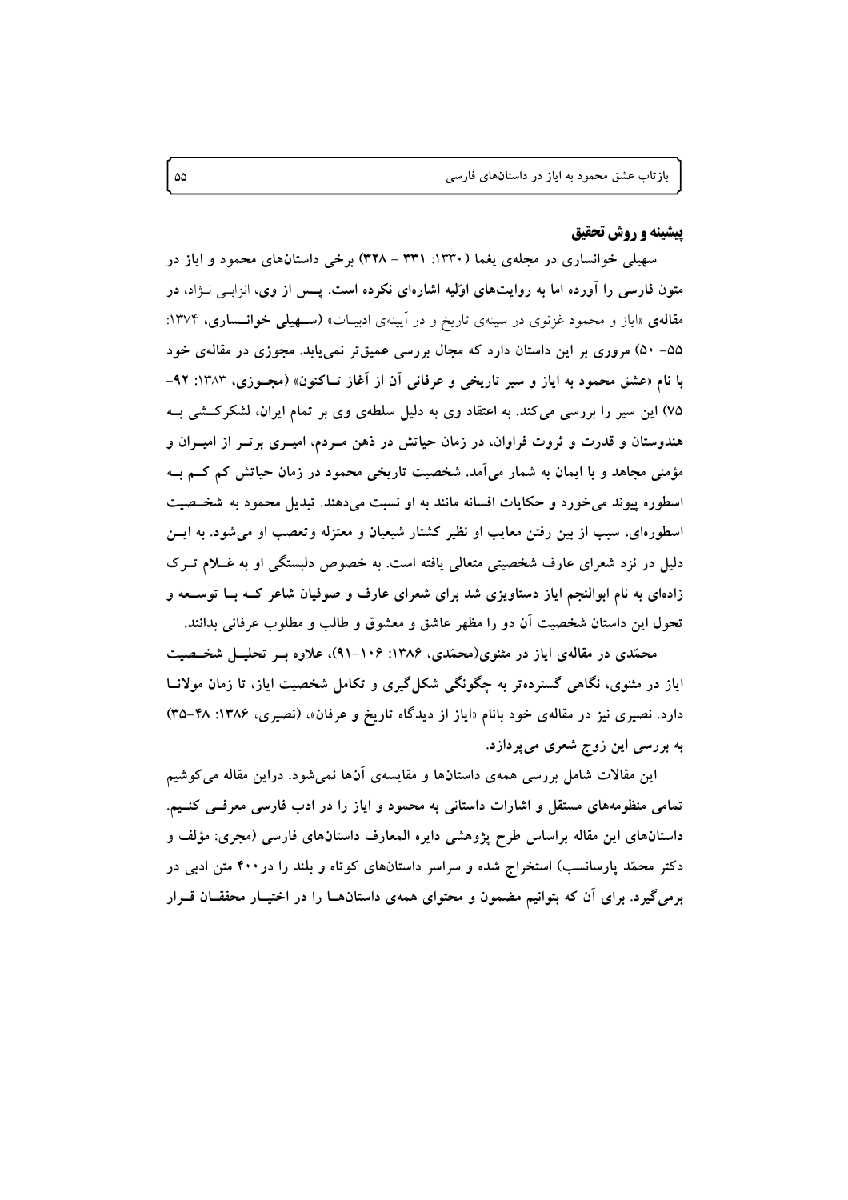## پیشینه و روش تحقیق

سهیلی خوانساری در مجلهی یغما (۱۳۳۰: ۳۳۱ - ۳۲۸) برخی داستانهای محمود و ایاز در متون فارسی را آورده اما به روایتهای اوّلیه اشارهای نکرده است. پس از وی، انزابی نـژاد، در **مقالهی** «ایاز و محمود غزنوی در سینهی تاریخ و در آیینهی ادبیات» (**سهیلی خوانساری**، ۱۳۷۴: ۵۵- ۵۰) مروری بر این داستان دارد که مجال بررسی عمیقتر نمییابد. مجوزی در مقالهی خود با نام «عشق محمود به ایاز و سیر تاریخی و عرفانی آن از آغاز تاکنون» (مجوزی، ۱۳۸۳: ۹۲- ۷۵) این سیر را بررسی میکند. به اعتقاد وی به دلیل سلطهی وی بر تمام ایران، لشکرکشی به هندوستان و قدرت و ثروت فراوان، در زمان حیاتش در ذهن مردم، امیری برتر از امیران و مؤمنی مجاهد و با ایمان به شمار میآمد. شخصیت تاریخی محمود در زمان حیاتش کم کم به اسطوره پیوند میخورد و حکایات افسانه مانند به او نسبت میدهند. تبدیل محمود به شخصیت اسطورهای، سبب از بین رفتن معایب او نظیر کشتار شیعیان و معتزله وتعصب او میشود. به این دلیل در نزد شعرای عارف شخصیتی متعالی یافته است. به خصوص دلبستگی او به غلام ترک زادهای به نام ابوالنجم ایاز دستاویزی شد برای شعرای عارف و صوفیان شاعر که با توسعه و تحول این داستان شخصیت آن دو را مظهر عاشق و معشوق و طالب و مطلوب عرفانی بدانند.

محمّدی در مقالهی ایاز در مثنوی(محمّدی، ۱۳۸۶: ۱۰۶-۹۱)، علاوه بر تحلیل شخصیت ایاز در مثنوی، نگاهی گستردهتر به چگونگی شکلگیری و تکامل شخصیت ایاز، تا زمان مولانا دارد. نصیری نیز در مقالهی خود بانام «ایاز از دیدگاه تاریخ و عرفان»، (نصیری، ۱۳۸۶: ۴۸-۳۵) به بررسی این زوج شعری میپردازد.

این مقالات شامل بررسی همهی داستانها و مقایسهی آنها نمیشود. دراین مقاله میکوشیم تمامی منظومههای مستقل و اشارات داستانی به محمود و ایاز را در ادب فارسی معرفی کنیم. داستانهای این مقاله براساس طرح پژوهشی دایره المعارف داستانهای فارسی (مجری: مؤلف و دکتر محمّد پارسانسب) استخراج شده و سراسر داستانهای کوتاه و بلند را در۴۰۰ متن ادبی در برمیگیرد. برای آن که بتوانیم مضمون و محتوای همهی داستانها را در اختیار محققان قرار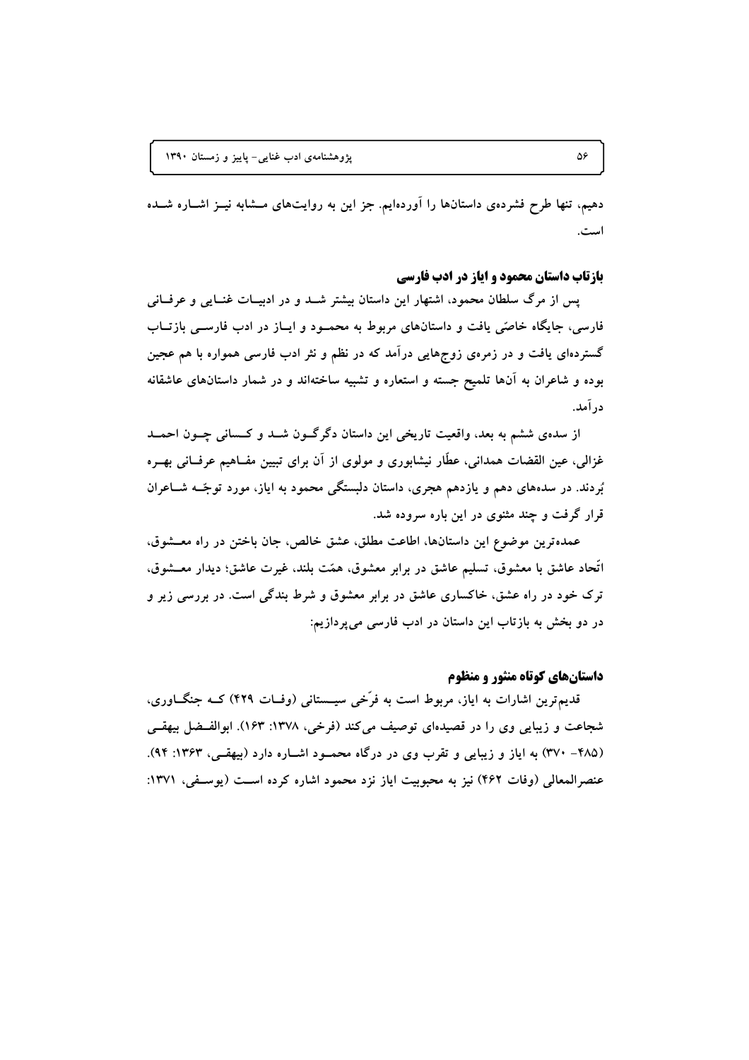دهیم، تنها طرح فشرده‌ی داستان‌ها را آورده‌ایم. جز این به روایت‌های مشابه نیز اشاره شده است.

## بازتاب داستان محمود و ایاز در ادب فارسی

پس از مرگ سلطان محمود، اشتهار این داستان بیشتر شد و در ادبیات غنایی و عرفانی فارسی، جایگاه خاصّی یافت و داستان‌های مربوط به محمود و ایاز در ادب فارسی بازتاب گسترده‌ای یافت و در زمره‌ی زوج‌هایی درآمد که در نظم و نثر ادب فارسی همواره با هم عجین بوده و شاعران به آن‌ها تلمیح جسته و استعاره و تشبیه ساخته‌اند و در شمار داستان‌های عاشقانه درآمد.

از سده‌ی ششم به بعد، واقعیت تاریخی این داستان دگرگون شد و کسانی چون احمد غزالی، عین القضات همدانی، عطّار نیشابوری و مولوی از آن برای تبیین مفاهیم عرفانی بهره بُردند. در سده‌های دهم و یازدهم هجری، داستان دلبستگی محمود به ایاز، مورد توجّه شاعران قرار گرفت و چند مثنوی در این باره سروده شد.

عمده‌ترین موضوع این داستان‌ها، اطاعت مطلق، عشق خالص، جان باختن در راه معشوق، اتّحاد عاشق با معشوق، تسلیم عاشق در برابر معشوق، همّت بلند، غیرت عاشق؛ دیدار معشوق، ترک خود در راه عشق، خاکساری عاشق در برابر معشوق و شرط بندگی است. در بررسی زیر و در دو بخش به بازتاب این داستان در ادب فارسی می‌پردازیم:

### داستان‌های کوتاه منثور و منظوم

قدیم‌ترین اشارات به ایاز، مربوط است به فرّخی سیستانی (وفات ۴۲۹) که جنگاوری، شجاعت و زیبایی وی را در قصیده‌ای توصیف می‌کند (فرخی، ۱۳۷۸: ۱۶۳). ابوالفضل بیهقی (۴۸۵- ۳۷۰) به ایاز و زیبایی و تقرب وی در درگاه محمود اشاره دارد (بیهقی، ۱۳۶۳: ۹۴). عنصرالمعالی (وفات ۴۶۲) نیز به محبوبیت ایاز نزد محمود اشاره کرده است (یوسفی، ۱۳۷۱: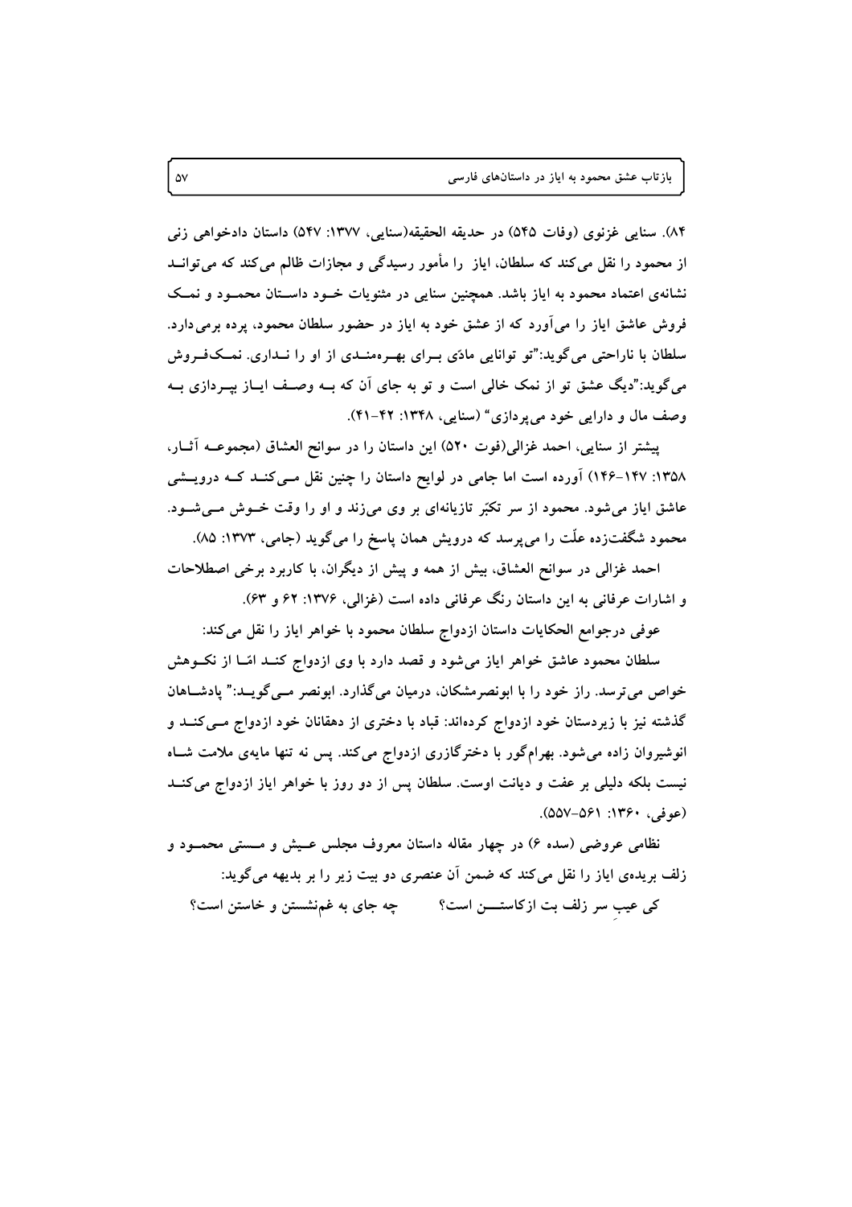۸۴). سنایی غزنوی (وفات ۵۴۵) در حدیقه الحقیقه(سنایی، ۱۳۷۷: ۵۴۷) داستان دادخواهی زنی از محمود را نقل می‌کند که سلطان، ایاز را مأمور رسیدگی و مجازات ظالم می‌کند که می‌تواند نشانه‌ی اعتماد محمود به ایاز باشد. همچنین سنایی در مثنویات خود داستان محمود و نمک فروش عاشق ایاز را می‌آورد که از عشق خود به ایاز در حضور سلطان محمود، پرده برمی‌دارد. سلطان با ناراحتی می‌گوید:"تو توانایی مادّی برای بهره‌مندی از او را نداری. نمک‌فروش می‌گوید:"دیگ عشق تو از نمک خالی است و تو به جای آن که به وصف ایاز بپردازی به وصف مال و دارایی خود می‌پردازی" (سنایی، ۱۳۴۸: ۴۲-۴۱).

پیشتر از سنایی، احمد غزالی(فوت ۵۲۰) این داستان را در سوانح العشاق (مجموعه آثار، ۱۳۵۸: ۱۴۷-۱۴۶) آورده است اما جامی در لوایح داستان را چنین نقل می‌کند که درویشی عاشق ایاز می‌شود. محمود از سر تکبّر تازیانه‌ای بر وی می‌زند و او را وقت خوش می‌شود. محمود شگفت‌زده علّت را می‌پرسد که درویش همان پاسخ را می‌گوید (جامی، ۱۳۷۳: ۸۵).

احمد غزالی در سوانح العشاق، بیش از همه و پیش از دیگران، با کاربرد برخی اصطلاحات و اشارات عرفانی رنگ عرفانی به این داستان داده است (غزالی، ۱۳۷۶: ۶۲ و ۶۳).

عوفی درجوامع الحکایات داستان ازدواج سلطان محمود با خواهر ایاز را نقل می‌کند:

سلطان محمود عاشق خواهر ایاز می‌شود و قصد دارد با وی ازدواج کند امّا از نکوهش خواص می‌ترسد. راز خود را با ابونصرمشکان، درمیان می‌گذارد. ابونصر می‌گوید:" پادشاهان گذشته نیز با زیردستان خود ازدواج کرده‌اند: قباد با دختری از دهقانان خود ازدواج می‌کند و انوشیروان زاده می‌شود. بهرام‌گور با دخترگازری ازدواج می‌کند. پس نه تنها مایه‌ی ملامت شاه نیست بلکه دلیلی بر عفت و دیانت اوست. سلطان پس از دو روز با خواهر ایاز ازدواج می‌کند (عوفی، ۱۳۶۰: ۵۶۱-۵۵۷).

نظامی عروضی (سده ۶) در چهار مقاله داستان معروف مجلس عیش و مستی محمود و زلف بریده‌ی ایاز را نقل می‌کند که ضمن آن عنصری دو بیت زیر را بر بدیهه می‌گوید:

کی عیبِ سر زلف بت ازکاستن است؟ &nbsp;&nbsp;&nbsp;&nbsp; چه جای به غم‌نشستن و خاستن است؟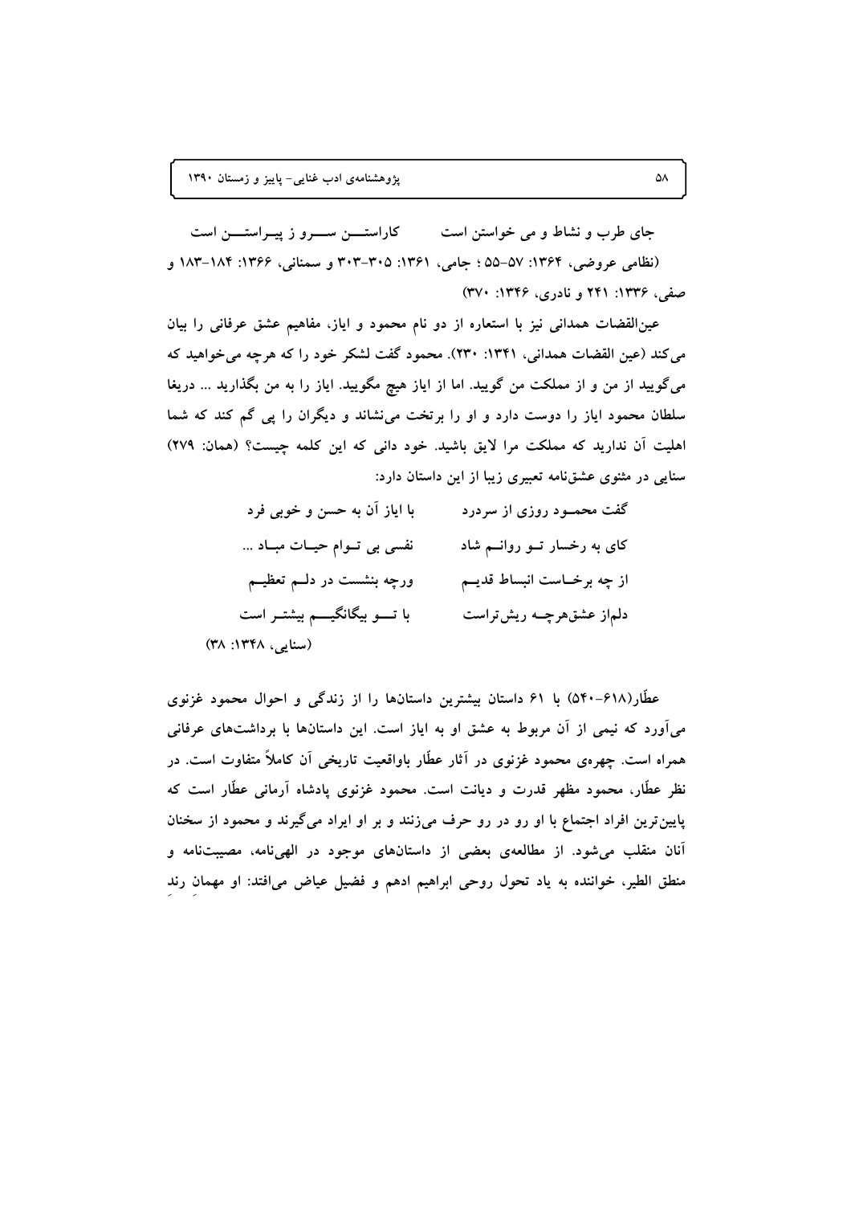جای طرب و نشاط و می خواستن است &nbsp;&nbsp;&nbsp;&nbsp; کاراستـــن ســـرو ز پیـراستـــن است

(نظامی عروضی، ۱۳۶۴: ۵۷-۵۵ ؛ جامی، ۱۳۶۱: ۳۰۵-۳۰۳ و سمنانی، ۱۳۶۶: ۱۸۴-۱۸۳ و صفی، ۱۳۳۶: ۲۴۱ و نادری، ۱۳۴۶: ۳۷۰)

عین‌القضات همدانی نیز با استعاره از دو نام محمود و ایاز، مفاهیم عشق عرفانی را بیان می‌کند (عین القضات همدانی، ۱۳۴۱: ۲۳۰). محمود گفت لشکر خود را که هرچه می‌خواهید که می‌گویید از من و از مملکت من گویید. اما از ایاز هیچ مگویید. ایاز را به من بگذارید ... دریغا سلطان محمود ایاز را دوست دارد و او را برتخت می‌نشاند و دیگران را پی گم کند که شما اهلیت آن ندارید که مملکت مرا لایق باشید. خود دانی که این کلمه چیست؟ (همان: ۲۷۹)

سنایی در مثنوی عشق‌نامه تعبیری زیبا از این داستان دارد:

گفت محمـــود روزی از سردرد &nbsp;&nbsp;&nbsp;&nbsp; با ایاز آن به حسن و خوبی فرد

کای به رخسار تـــو روانـــم شاد &nbsp;&nbsp;&nbsp;&nbsp; نفسی بی تـــوام حیـــات مبـــاد ...

از چه برخـــاست انبساط قدیـــم &nbsp;&nbsp;&nbsp;&nbsp; ورچه بنشست در دلـــم تعظیـــم

دلم‌از عشق‌هرچـــه ریش‌تراست &nbsp;&nbsp;&nbsp;&nbsp; با تـــو بیگانگیـــم بیشتـــر است

(سنایی، ۱۳۴۸: ۳۸)

عطّار(۶۱۸-۵۴۰) با ۶۱ داستان بیشترین داستان‌ها را از زندگی و احوال محمود غزنوی می‌آورد که نیمی از آن مربوط به عشق او به ایاز است. این داستان‌ها با برداشت‌های عرفانی همراه است. چهره‌ی محمود غزنوی در آثار عطّار باواقعیت تاریخی آن کاملاً متفاوت است. در نظر عطّار، محمود مظهر قدرت و دیانت است. محمود غزنوی پادشاه آرمانی عطّار است که پایین‌ترین افراد اجتماع با او رو در رو حرف می‌زنند و بر او ایراد می‌گیرند و محمود از سخنان آنان منقلب می‌شود. از مطالعه‌ی بعضی از داستان‌های موجود در الهی‌نامه، مصیبت‌نامه و منطق الطیر، خواننده به یاد تحول روحی ابراهیم ادهم و فضیل عیاض می‌افتد: او مهمان رند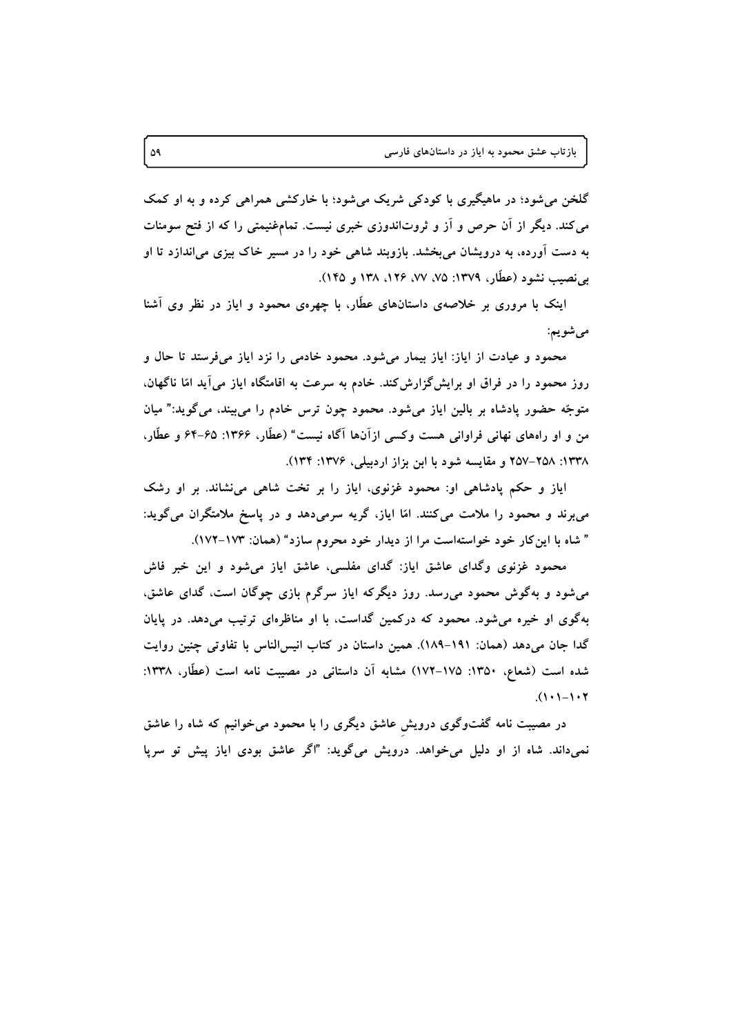گلخن می‌شود؛ در ماهیگیری با کودکی شریک می‌شود؛ با خارکشی همراهی کرده و به او کمک می‌کند. دیگر از آن حرص و آز و ثروت‌اندوزی خبری نیست. تمام‌غنیمتی را که از فتح سومنات به دست آورده، به درویشان می‌بخشد. بازوبند شاهی خود را در مسیر خاک بیزی می‌اندازد تا او بی‌نصیب نشود (عطّار، ۱۳۷۹: ۷۵، ۷۷، ۱۲۶، ۱۳۸ و ۱۴۵).

اینک با مروری بر خلاصه‌ی داستان‌های عطّار، با چهره‌ی محمود و ایاز در نظر وی آشنا می‌شویم:

محمود و عیادت از ایاز: ایاز بیمار می‌شود. محمود خادمی را نزد ایاز می‌فرستد تا حال و روز محمود را در فراق او برایش‌گزارش‌کند. خادم به سرعت به اقامتگاه ایاز می‌آید امّا ناگهان، متوجّه حضور پادشاه بر بالین ایاز می‌شود. محمود چون ترس خادم را می‌بیند، می‌گوید:" میان من و او راه‌های نهانی فراوانی هست وکسی ازآن‌ها آگاه نیست" (عطّار، ۱۳۶۶: ۶۵-۶۴ و عطّار، ۱۳۳۸: ۲۵۸-۲۵۷ و مقایسه شود با ابن بزاز اردبیلی، ۱۳۷۶: ۱۳۴).

ایاز و حکم پادشاهی او: محمود غزنوی، ایاز را بر تخت شاهی می‌نشاند. بر او رشک می‌برند و محمود را ملامت می‌کنند. امّا ایاز، گریه سرمی‌دهد و در پاسخ ملامتگران می‌گوید: " شاه با این‌کار خود خواسته‌است مرا از دیدار خود محروم سازد" (همان: ۱۷۳-۱۷۲).

محمود غزنوی وگدای عاشق ایاز: گدای مفلسی، عاشق ایاز می‌شود و این خبر فاش می‌شود و به‌گوش محمود می‌رسد. روز دیگرکه ایاز سرگرم بازی چوگان است، گدای عاشق، به‌گوی او خیره می‌شود. محمود که درکمین گداست، با او مناظره‌ای ترتیب می‌دهد. در پایان گدا جان می‌دهد (همان: ۱۹۱-۱۸۹). همین داستان در کتاب انیس‌الناس با تفاوتی چنین روایت شده است (شعاع، ۱۳۵۰: ۱۷۵-۱۷۲) مشابه آن داستانی در مصیبت نامه است (عطّار، ۱۳۳۸: ۱۰۲-۱۰۱).

در مصیبت نامه گفت‌وگوی درویشِ عاشق دیگری را با محمود می‌خوانیم که شاه را عاشق نمی‌داند. شاه از او دلیل می‌خواهد. درویش می‌گوید: "اگر عاشق بودی ایاز پیش تو سرپا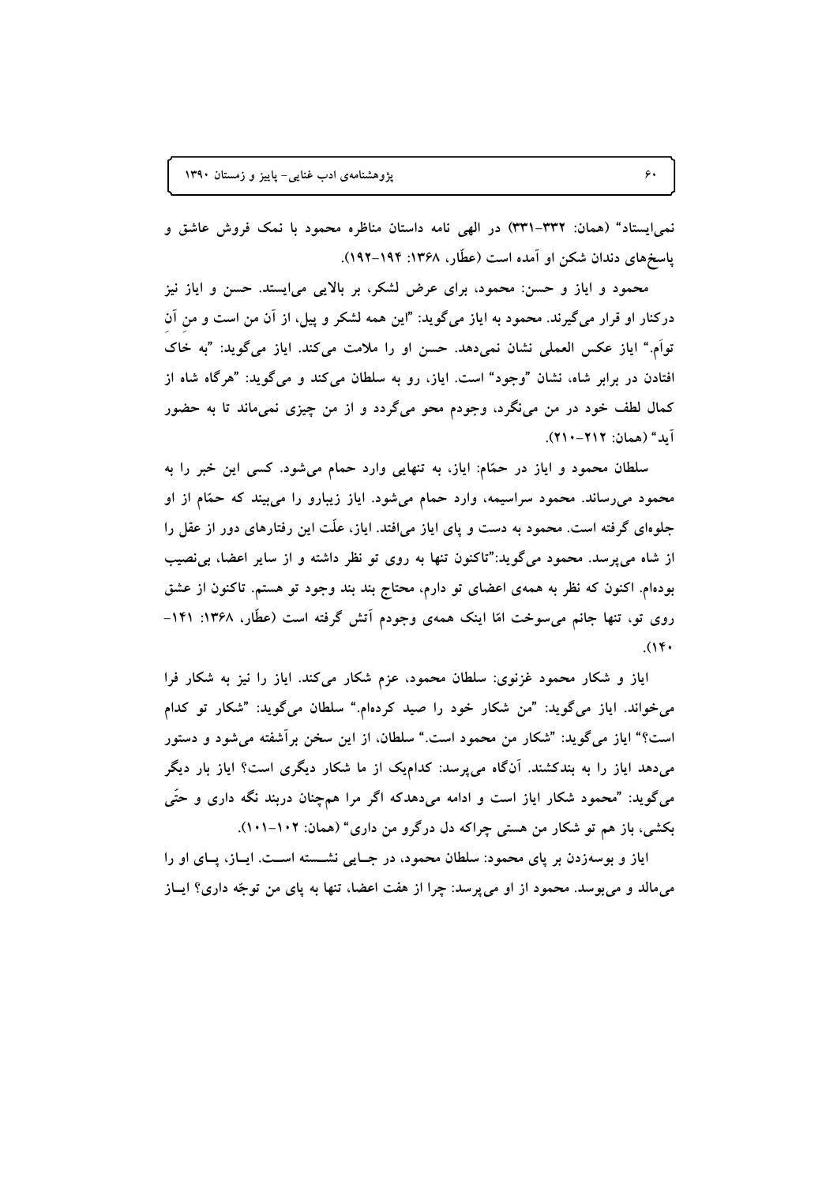نمی‌ایستاد" (همان: ۳۳۲-۳۳۱) در الهی نامه داستان مناظره محمود با نمک فروش عاشق و پاسخ‌های دندان شکن او آمده است (عطّار، ۱۳۶۸: ۱۹۴-۱۹۲).

محمود و ایاز و حسن: محمود، برای عرض لشکر، بر بالایی می‌ایستد. حسن و ایاز نیز درکنار او قرار می‌گیرند. محمود به ایاز می‌گوید: "این همه لشکر و پیل، از آن من است و من آنِ توأم." ایاز عکس العملی نشان نمی‌دهد. حسن او را ملامت می‌کند. ایاز می‌گوید: "به خاک افتادن در برابر شاه، نشان "وجود" است. ایاز، رو به سلطان می‌کند و می‌گوید: "هرگاه شاه از کمال لطف خود در من می‌نگرد، وجودم محو می‌گردد و از من چیزی نمی‌ماند تا به حضور آید" (همان: ۲۱۲-۲۱۰).

سلطان محمود و ایاز در حمّام: ایاز، به تنهایی وارد حمام می‌شود. کسی این خبر را به محمود می‌رساند. محمود سراسیمه، وارد حمام می‌شود. ایاز زیبارو را می‌بیند که حمّام از او جلوه‌ای گرفته است. محمود به دست و پای ایاز می‌افتد. ایاز، علّت این رفتارهای دور از عقل را از شاه می‌پرسد. محمود می‌گوید:"تاکنون تنها به روی تو نظر داشته و از سایر اعضا، بی‌نصیب بوده‌ام. اکنون که نظر به همه‌ی اعضای تو دارم، محتاج بند بند وجود تو هستم. تاکنون از عشق روی تو، تنها جانم می‌سوخت امّا اینک همه‌ی وجودم آتش گرفته است (عطّار، ۱۳۶۸: ۱۴۱-۱۴۰).

ایاز و شکار محمود غزنوی: سلطان محمود، عزم شکار می‌کند. ایاز را نیز به شکار فرا می‌خواند. ایاز می‌گوید: "من شکار خود را صید کرده‌ام." سلطان می‌گوید: "شکار تو کدام است؟" ایاز می‌گوید: "شکار من محمود است." سلطان، از این سخن برآشفته می‌شود و دستور می‌دهد ایاز را به بندکشند. آن‌گاه می‌پرسد: کدام‌یک از ما شکار دیگری است؟ ایاز بار دیگر می‌گوید: "محمود شکار ایاز است و ادامه می‌دهدکه اگر مرا همچنان دربند نگه داری و حتّی بکشی، باز هم تو شکار من هستی چراکه دل درگرو من داری" (همان: ۱۰۲-۱۰۱).

ایاز و بوسه‌زدن بر پای محمود: سلطان محمود، در جایی نشسته است. ایاز، پای او را می‌مالد و می‌بوسد. محمود از او می‌پرسد: چرا از هفت اعضا، تنها به پای من توجّه داری؟ ایاز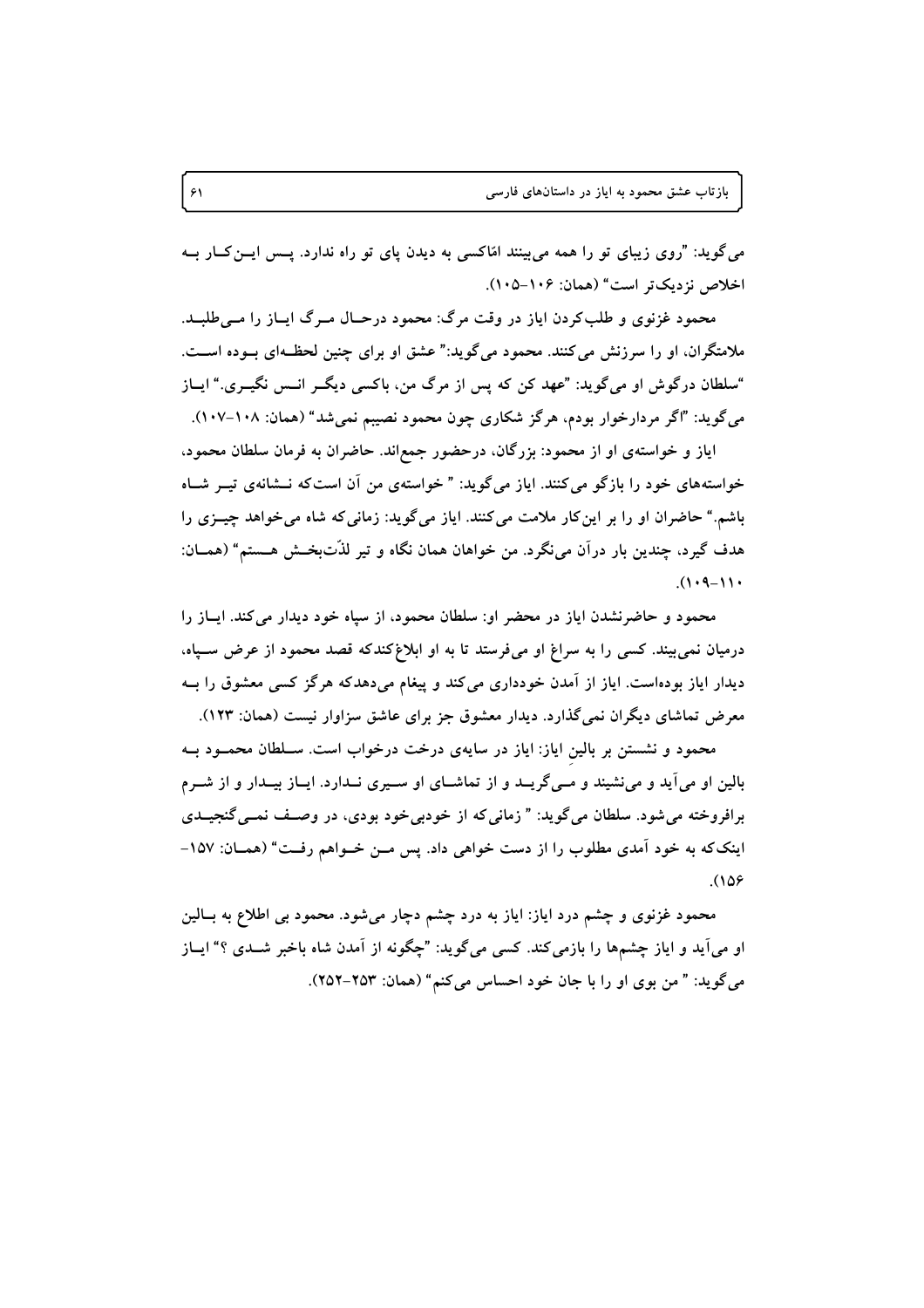می‌گوید: "روی زیبای تو را همه می‌بینند امّاکسی به دیدن پای تو راه ندارد. پس این کار به اخلاص نزدیک‌تر است" (همان: ۱۰۶-۱۰۵).

محمود غزنوی و طلب‌کردن ایاز در وقت مرگ: محمود درحال مرگ ایاز را می‌طلبد. ملامتگران، او را سرزنش می‌کنند. محمود می‌گوید:" عشق او برای چنین لحظه‌ای بوده است. "سلطان درگوش او می‌گوید: "عهد کن که پس از مرگ من، باکسی دیگر انس نگیری." ایاز می‌گوید: "اگر مردارخوار بودم، هرگز شکاری چون محمود نصیبم نمی‌شد" (همان: ۱۰۸-۱۰۷).

ایاز و خواسته‌ی او از محمود: بزرگان، درحضور جمع‌اند. حاضران به فرمان سلطان محمود، خواسته‌های خود را بازگو می‌کنند. ایاز می‌گوید: " خواسته‌ی من آن است‌که نشانه‌ی تیر شاه باشم." حاضران او را بر این‌کار ملامت می‌کنند. ایاز می‌گوید: زمانی‌که شاه می‌خواهد چیزی را هدف گیرد، چندین بار درآن می‌نگرد. من خواهان همان نگاه و تیر لذّت‌بخش هستم" (همان: ۱۱۰-۱۰۹).

محمود و حاضرنشدن ایاز در محضر او: سلطان محمود، از سپاه خود دیدار می‌کند. ایاز را درمیان نمی‌بیند. کسی را به سراغ او می‌فرستد تا به او ابلاغ‌کندکه قصد محمود از عرض سپاه، دیدار ایاز بوده‌است. ایاز از آمدن خودداری می‌کند و پیغام می‌دهدکه هرگز کسی معشوق را به معرض تماشای دیگران نمی‌گذارد. دیدار معشوق جز برای عاشق سزاوار نیست (همان: ۱۲۳).

محمود و نشستن بر بالین ایاز: ایاز در سایه‌ی درخت درخواب است. سلطان محمود به بالین او می‌آید و می‌نشیند و می‌گرید و از تماشای او سیری ندارد. ایاز بیدار و از شرم برافروخته می‌شود. سلطان می‌گوید: " زمانی‌که از خودبی‌خود بودی، در وصف نمی‌گنجیدی اینک‌که به خود آمدی مطلوب را از دست خواهی داد. پس من خواهم رفت" (همان: ۱۵۷-۱۵۶).

محمود غزنوی و چشم درد ایاز: ایاز به درد چشم دچار می‌شود. محمود بی اطلاع به بالین او می‌آید و ایاز چشم‌ها را بازمی‌کند. کسی می‌گوید: "چگونه از آمدن شاه باخبر شدی ؟" ایاز می‌گوید: " من بوی او را با جان خود احساس می‌کنم" (همان: ۲۵۳-۲۵۲).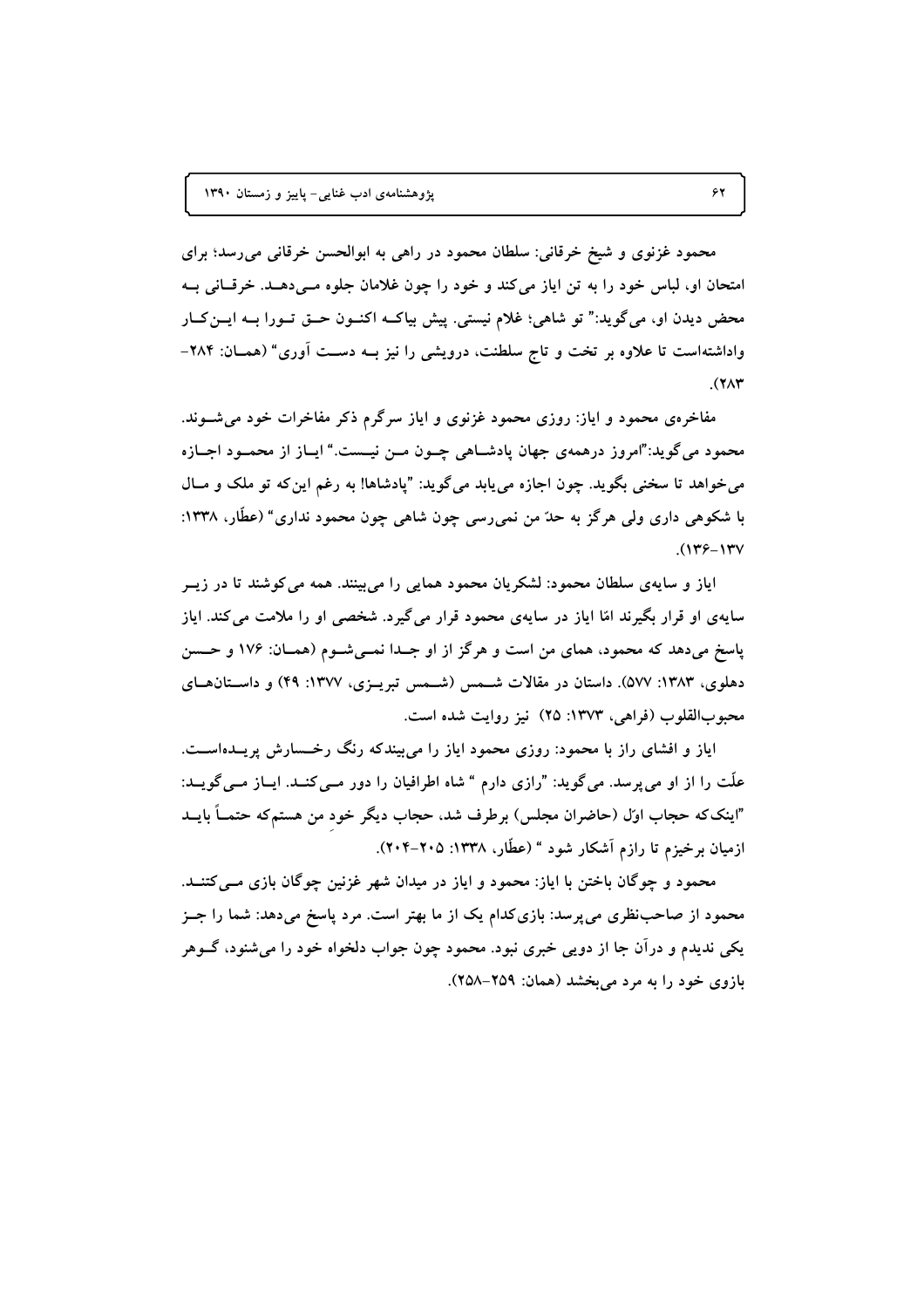محمود غزنوی و شیخ خرقانی: سلطان محمود در راهی به ابوالحسن خرقانی می‌رسد؛ برای امتحان او، لباس خود را به تن ایاز می‌کند و خود را چون غلامان جلوه می‌دهد. خرقانی به محض دیدن او، می‌گوید:" تو شاهی؛ غلام نیستی. پیش بیاکه اکنون حق تورا به این‌کار واداشته‌است تا علاوه بر تخت و تاج سلطنت، درویشی را نیز به دست آوری" (همان: ۲۸۴-۲۸۳).

مفاخره‌ی محمود و ایاز: روزی محمود غزنوی و ایاز سرگرم ذکر مفاخرات خود می‌شوند. محمود می‌گوید:"امروز درهمه‌ی جهان پادشاهی چون من نیست." ایاز از محمود اجازه می‌خواهد تا سخنی بگوید. چون اجازه می‌یابد می‌گوید: "پادشاها! به رغم این‌که تو ملک و مال با شکوهی داری ولی هرگز به حدّ من نمی‌رسی چون شاهی چون محمود نداری" (عطّار، ۱۳۳۸: ۱۳۶-۱۳۷).

ایاز و سایه‌ی سلطان محمود: لشکریان محمود همایی را می‌بینند. همه می‌کوشند تا در زیر سایه‌ی او قرار بگیرند امّا ایاز در سایه‌ی محمود قرار می‌گیرد. شخصی او را ملامت می‌کند. ایاز پاسخ می‌دهد که محمود، همای من است و هرگز از او جدا نمی‌شوم (همان: ۱۷۶ و حسن دهلوی، ۱۳۸۳: ۵۷۷). داستان در مقالات شمس (شمس تبریزی، ۱۳۷۷: ۴۹) و داستان‌های محبوب‌القلوب (فراهی، ۱۳۷۳: ۲۵) نیز روایت شده است.

ایاز و افشای راز با محمود: روزی محمود ایاز را می‌بیندکه رنگ رخسارش پریده‌است. علّت را از او می‌پرسد. می‌گوید: "رازی دارم " شاه اطرافیان را دور می‌کند. ایاز می‌گوید: "اینک‌که حجاب اوّل (حاضران مجلس) برطرف شد، حجاب دیگر خودِ من هستم‌که حتماً باید ازمیان برخیزم تا رازم آشکار شود " (عطّار، ۱۳۳۸: ۲۰۵-۲۰۴).

محمود و چوگان باختن با ایاز: محمود و ایاز در میدان شهر غزنین چوگان بازی می‌کنند. محمود از صاحب‌نظری می‌پرسد: بازی‌کدام یک از ما بهتر است. مرد پاسخ می‌دهد: شما را جز یکی ندیدم و درآن جا از دویی خبری نبود. محمود چون جواب دلخواه خود را می‌شنود، گوهر بازوی خود را به مرد می‌بخشد (همان: ۲۵۹-۲۵۸).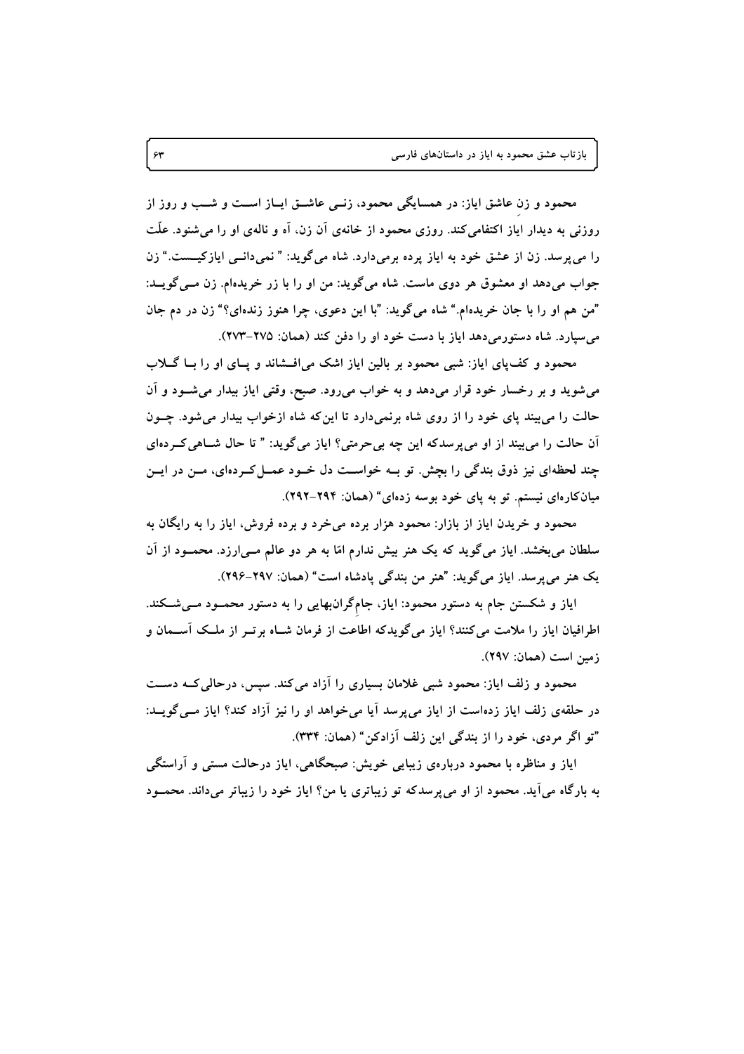**محمود و زنِ عاشق ایاز:** در همسایگی محمود، زنـی عاشـق ایـاز اسـت و شـب و روز از روزنی به دیدار ایاز اکتفامی‌کند. روزی محمود از خانه‌ی آن زن، آه و ناله‌ی او را می‌شنود. علّت را می‌پرسد. زن از عشق خود به ایاز پرده برمی‌دارد. شاه می‌گوید: " نمی‌دانـی ایازکیـست." زن جواب می‌دهد او معشوق هر دوی ماست. شاه می‌گوید: من او را با زر خریده‌ام. زن مـی‌گویـد: "من هم او را با جان خریده‌ام." شاه می‌گوید: "با این دعوی، چرا هنوز زنده‌ای؟" زن در دم جان می‌سپارد. شاه دستورمی‌دهد ایاز با دست خود او را دفن کند (همان: ۲۷۵-۲۷۳).

**محمود و کف‌پای ایاز:** شبی محمود بر بالین ایاز اشک می‌افـشاند و پـای او را بـا گـلاب می‌شوید و بر رخسار خود قرار می‌دهد و به خواب می‌رود. صبح، وقتی ایاز بیدار می‌شـود و آن حالت را می‌بیند پای خود را از روی شاه برنمی‌دارد تا این‌که شاه ازخواب بیدار می‌شود. چـون آن حالت را می‌بیند از او می‌پرسدکه این چه بی‌حرمتی؟ ایاز می‌گوید: " تا حال شـاهی‌کـرده‌ای چند لحظه‌ای نیز ذوق بندگی را بچش. تو بـه خواسـت دل خـود عمـل‌کـرده‌ای، مـن در ایـن میان‌کاره‌ای نیستم. تو به پای خود بوسه زده‌ای" (همان: ۲۹۴-۲۹۲).

**محمود و خریدن ایاز از بازار:** محمود هزار برده می‌خرد و برده فروش، ایاز را به رایگان به سلطان می‌بخشد. ایاز می‌گوید که یک هنر بیش ندارم امّا به هر دو عالم مـی‌ارزد. محمـود از آن یک هنر می‌پرسد. ایاز می‌گوید: "هنر من بندگی پادشاه است" (همان: ۲۹۷-۲۹۶).

**ایاز و شکستن جام به دستور محمود:** ایاز، جامِ‌گران‌بهایی را به دستور محمـود مـی‌شـکند. اطرافیان ایاز را ملامت می‌کنند؟ ایاز می‌گویدکه اطاعت از فرمان شـاه برتـر از ملـک آسـمان و زمین است (همان: ۲۹۷).

**محمود و زلف ایاز:** محمود شبی غلامان بسیاری را آزاد می‌کند. سپس، درحالی‌کـه دسـت در حلقه‌ی زلف ایاز زده‌است از ایاز می‌پرسد آیا می‌خواهد او را نیز آزاد کند؟ ایاز مـی‌گویـد: "تو اگر مردی، خود را از بندگی این زلف آزادکن" (همان: ۳۳۴).

**ایاز و مناظره با محمود درباره‌ی زیبایی خویش:** صبحگاهی، ایاز درحالت مستی و آراستگی به بارگاه می‌آید. محمود از او می‌پرسدکه تو زیباتری یا من؟ ایاز خود را زیباتر می‌داند. محمـود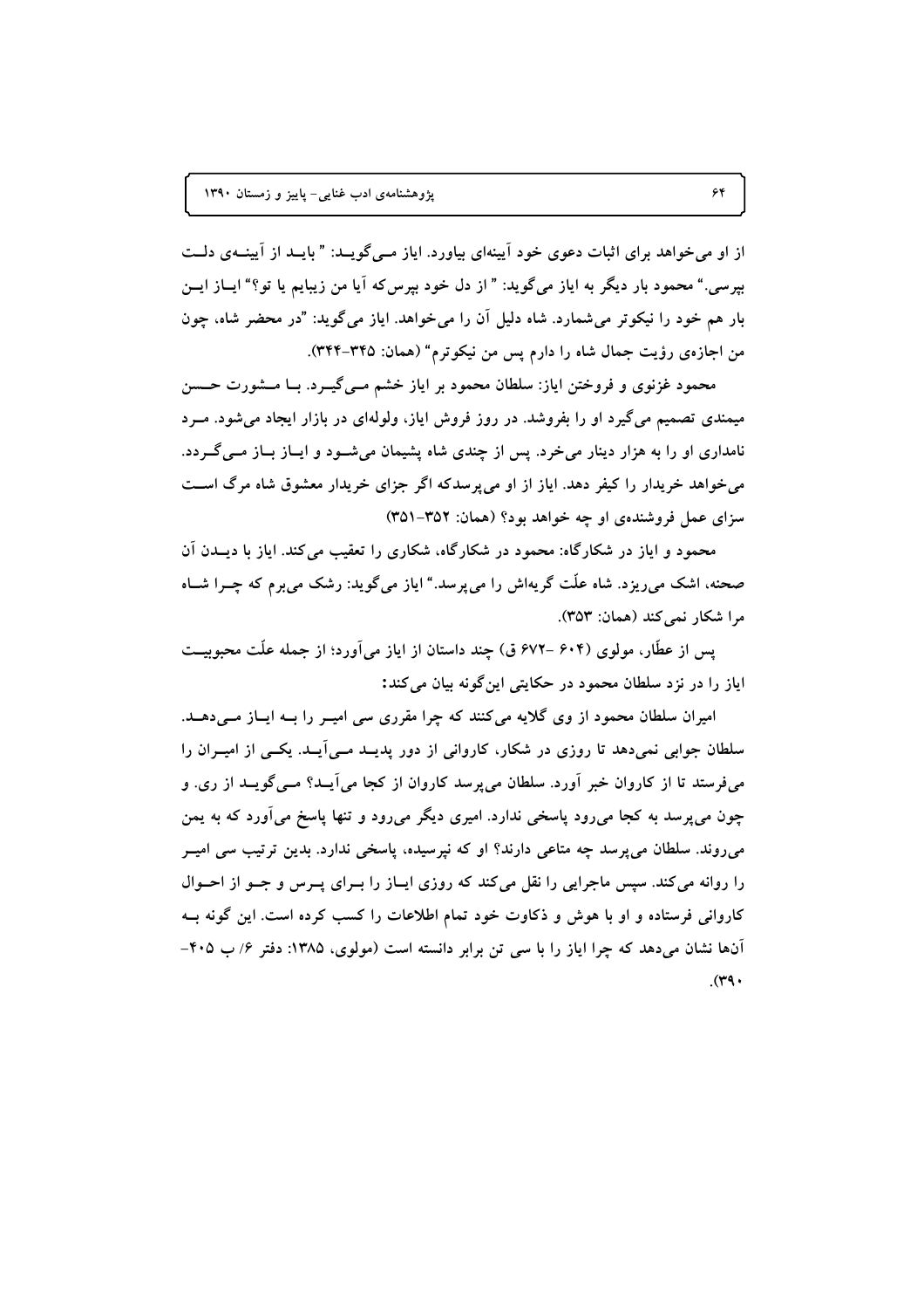از او می‌خواهد برای اثبات دعوی خود آیینه‌ای بیاورد. ایاز مــی‌گویــد: " بایــد از آیینــه‌ی دلــت بپرسی." محمود بار دیگر به ایاز می‌گوید: " از دل خود بپرس‌که آیا من زیبایم یا تو؟" ایــاز ایــن بار هم خود را نیکوتر می‌شمارد. شاه دلیل آن را می‌خواهد. ایاز می‌گوید: "در محضر شاه، چون من اجازه‌ی رؤیت جمال شاه را دارم پس من نیکوترم" (همان: ۳۴۵-۳۴۴).

محمود غزنوی و فروختن ایاز: سلطان محمود بر ایاز خشم مــی‌گیــرد. بــا مــشورت حــسن میمندی تصمیم می‌گیرد او را بفروشد. در روز فروش ایاز، ولوله‌ای در بازار ایجاد می‌شود. مــرد نامداری او را به هزار دینار می‌خرد. پس از چندی شاه پشیمان می‌شــود و ایــاز بــاز مــی‌گــردد. می‌خواهد خریدار را کیفر دهد. ایاز از او می‌پرسدکه اگر جزای خریدار معشوق شاه مرگ اســت سزای عمل فروشنده‌ی او چه خواهد بود؟ (همان: ۳۵۲-۳۵۱)

محمود و ایاز در شکارگاه: محمود در شکارگاه، شکاری را تعقیب می‌کند. ایاز با دیــدن آن صحنه، اشک می‌ریزد. شاه علّت گریه‌اش را می‌پرسد." ایاز می‌گوید: رشک می‌برم که چــرا شــاه مرا شکار نمی‌کند (همان: ۳۵۳).

پس از عطّار، مولوی (۶۰۴ -۶۷۲ ق) چند داستان از ایاز می‌آورد؛ از جمله علّت محبوبیــت ایاز را در نزد سلطان محمود در حکایتی این‌گونه بیان می‌کند:

امیران سلطان محمود از وی گلایه می‌کنند که چرا مقرری سی امیــر را بــه ایــاز مــی‌دهــد. سلطان جوابی نمی‌دهد تا روزی در شکار، کاروانی از دور پدیــد مــی‌آیــد. یکــی از امیــران را می‌فرستد تا از کاروان خبر آورد. سلطان می‌پرسد کاروان از کجا می‌آیــد؟ مــی‌گویــد از ری. و چون می‌پرسد به کجا می‌رود پاسخی ندارد. امیری دیگر می‌رود و تنها پاسخ می‌آورد که به یمن می‌روند. سلطان می‌پرسد چه متاعی دارند؟ او که نپرسیده، پاسخی ندارد. بدین ترتیب سی امیــر را روانه می‌کند. سپس ماجرایی را نقل می‌کند که روزی ایــاز را بــرای پــرس و جــو از احــوال کاروانی فرستاده و او با هوش و ذکاوت خود تمام اطلاعات را کسب کرده است. این گونه بــه آن‌ها نشان می‌دهد که چرا ایاز را با سی تن برابر دانسته است (مولوی، ۱۳۸۵: دفتر ۶/ ب ۴۰۵- ۳۹۰).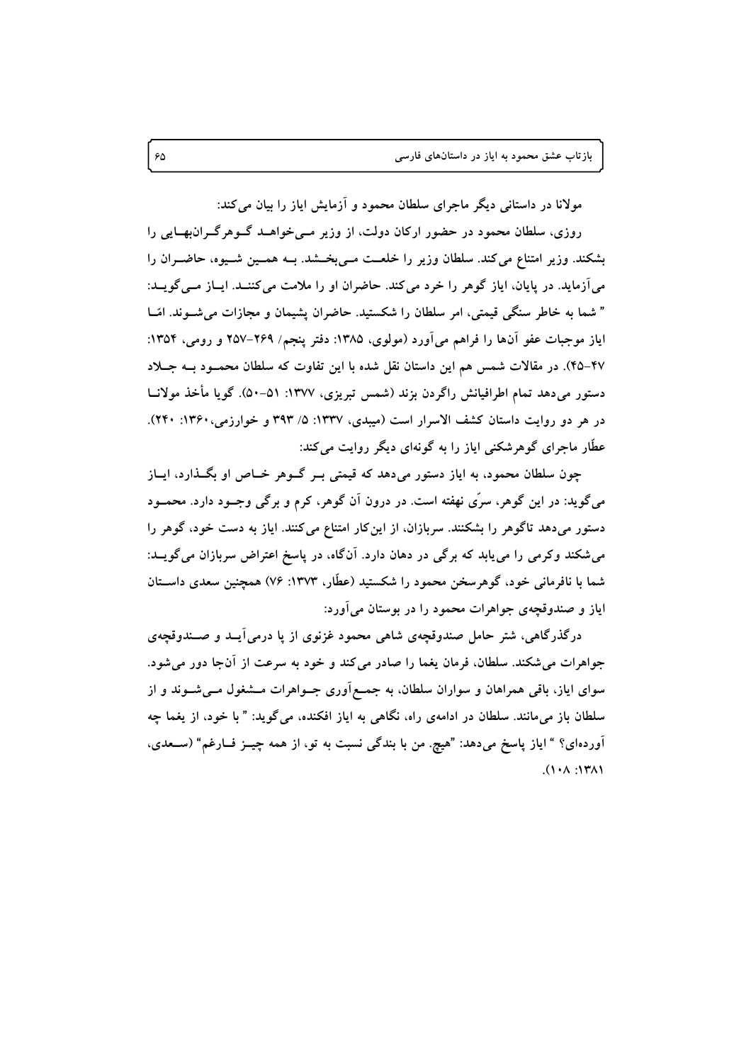مولانا در داستانی دیگر ماجرای سلطان محمود و آزمایش ایاز را بیان می‌کند:

روزی، سلطان محمود در حضور ارکان دولت، از وزیر می‌خواهد گوهرگرانبهایی را بشکند. وزیر امتناع می‌کند. سلطان وزیر را خلعت می‌بخشد. به همین شیوه، حاضران را می‌آزماید. در پایان، ایاز گوهر را خرد می‌کند. حاضران او را ملامت می‌کنند. ایاز می‌گوید: " شما به خاطر سنگی قیمتی، امر سلطان را شکستید. حاضران پشیمان و مجازات می‌شوند. امّا ایاز موجبات عفو آن‌ها را فراهم می‌آورد (مولوی، ۱۳۸۵: دفتر پنجم/ ۲۶۹-۲۵۷ و رومی، ۱۳۵۴: ۴۷-۴۵). در مقالات شمس هم این داستان نقل شده با این تفاوت که سلطان محمود به جلاد دستور می‌دهد تمام اطرافیانش راگردن بزند (شمس تبریزی، ۱۳۷۷: ۵۱-۵۰). گویا مأخذ مولانا در هر دو روایت داستان کشف الاسرار است (میبدی، ۱۳۳۷: ۵/ ۳۹۳ و خوارزمی،۱۳۶۰: ۲۴۰). عطّار ماجرای گوهرشکنی ایاز را به گونه‌ای دیگر روایت می‌کند:

چون سلطان محمود، به ایاز دستور می‌دهد که قیمتی بر گوهر خاص او بگذارد، ایاز می‌گوید: در این گوهر، سرّی نهفته است. در درون آن گوهر، کرم و برگی وجود دارد. محمود دستور می‌دهد تاگوهر را بشکنند. سربازان، از این‌کار امتناع می‌کنند. ایاز به دست خود، گوهر را می‌شکند وکرمی را می‌یابد که برگی در دهان دارد. آن‌گاه، در پاسخ اعتراض سربازان می‌گوید: شما با نافرمانی خود، گوهرسخن محمود را شکستید (عطّار، ۱۳۷۳: ۷۶) همچنین سعدی داستان ایاز و صندوقچه‌ی جواهرات محمود را در بوستان می‌آورد:

درگذرگاهی، شتر حامل صندوقچه‌ی شاهی محمود غزنوی از پا درمی‌آید و صندوقچه‌ی جواهرات می‌شکند. سلطان، فرمان یغما را صادر می‌کند و خود به سرعت از آن‌جا دور می‌شود. سوای ایاز، باقی همراهان و سواران سلطان، به جمع‌آوری جواهرات مشغول می‌شوند و از سلطان باز می‌مانند. سلطان در ادامه‌ی راه، نگاهی به ایاز افکنده، می‌گوید: " با خود، از یغما چه آورده‌ای؟ " ایاز پاسخ می‌دهد: "هیچ. من با بندگی نسبت به تو، از همه چیز فارغم" (سعدی، ۱۳۸۱: ۱۰۸).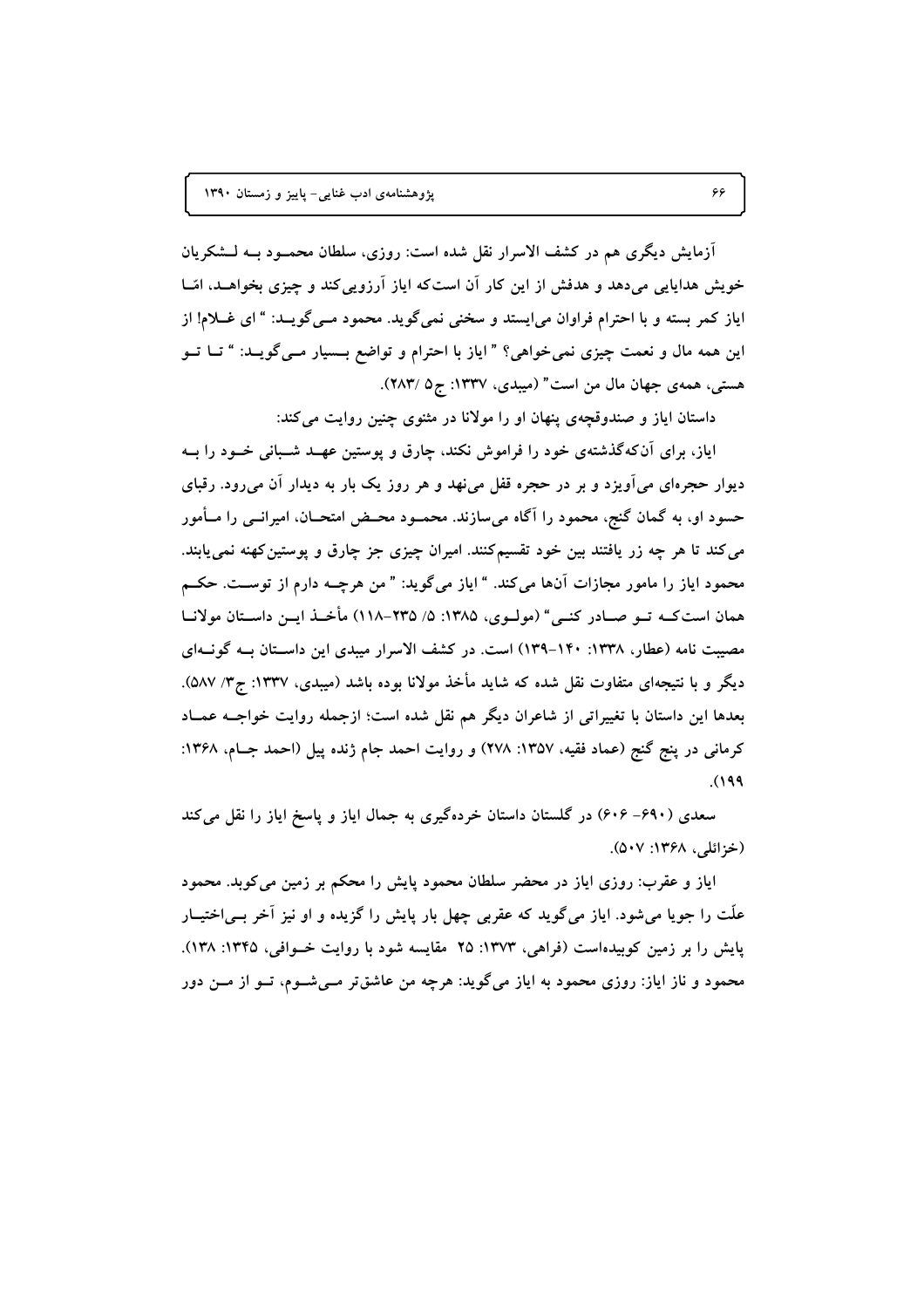آزمایش دیگری هم در کشف الاسرار نقل شده است: روزی، سلطان محمود به لشکریان خویش هدایایی می‌دهد و هدفش از این کار آن است که ایاز آرزویی کند و چیزی بخواهد، امّا ایاز کمر بسته و با احترام فراوان می‌ایستد و سخنی نمی‌گوید. محمود می‌گوید: " ای غلام! از این همه مال و نعمت چیزی نمی‌خواهی؟ " ایاز با احترام و تواضع بسیار می‌گوید: " تا تو هستی، همه‌ی جهان مال من است" (میبدی، ۱۳۳۷: ج۵ /۲۸۳).

داستان ایاز و صندوقچه‌ی پنهان او را مولانا در مثنوی چنین روایت می‌کند:

ایاز، برای آن‌که‌گذشته‌ی خود را فراموش نکند، چارق و پوستین عهد شبانی خود را به دیوار حجره‌ای می‌آویزد و بر در حجره قفل می‌نهد و هر روز یک بار به دیدار آن می‌رود. رقبای حسود او، به گمان گنج، محمود را آگاه می‌سازند. محمود محض امتحان، امیرانی را مأمور می‌کند تا هر چه زر یافتند بین خود تقسیم‌کنند. امیران چیزی جز چارق و پوستین‌کهنه نمی‌یابند. محمود ایاز را مامور مجازات آن‌ها می‌کند. " ایاز می‌گوید: " من هرچه دارم از توست. حکم همان است‌که تو صادر کنی" (مولوی، ۱۳۸۵: ۵/ ۲۳۵-۱۱۸) مأخذ این داستان مولانا مصیبت نامه (عطار، ۱۳۳۸: ۱۴۰-۱۳۹) است. در کشف الاسرار میبدی این داستان به گونه‌ای دیگر و با نتیجه‌ای متفاوت نقل شده که شاید مأخذ مولانا بوده باشد (میبدی، ۱۳۳۷: ج۳/ ۵۸۷). بعدها این داستان با تغییراتی از شاعران دیگر هم نقل شده است؛ ازجمله روایت خواجه عماد کرمانی در پنج گنج (عماد فقیه، ۱۳۵۷: ۲۷۸) و روایت احمد جام ژنده پیل (احمد جام، ۱۳۶۸: ۱۹۹).

سعدی (۶۹۰- ۶۰۶) در گلستان داستان خرده‌گیری به جمال ایاز و پاسخ ایاز را نقل می‌کند (خزائلی، ۱۳۶۸: ۵۰۷).

ایاز و عقرب: روزی ایاز در محضر سلطان محمود پایش را محکم بر زمین می‌کوبد. محمود علّت را جویا می‌شود. ایاز می‌گوید که عقربی چهل بار پایش را گزیده و او نیز آخر بی‌اختیار پایش را بر زمین کوبیده‌است (فراهی، ۱۳۷۳: ۲۵ مقایسه شود با روایت خوافی، ۱۳۴۵: ۱۳۸). محمود و ناز ایاز: روزی محمود به ایاز می‌گوید: هرچه من عاشق‌تر می‌شوم، تو از من دور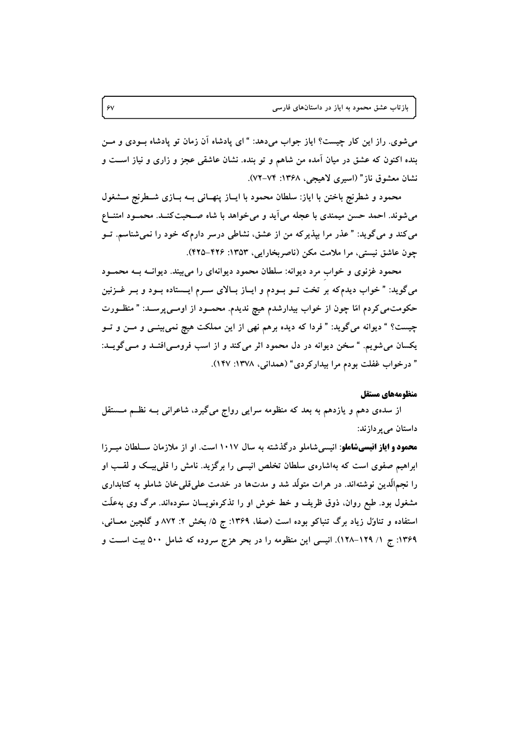می‌شوی. راز این کار چیست؟ ایاز جواب می‌دهد: " ای پادشاه آن زمان تو پادشاه بودی و من بنده اکنون که عشق در میان آمده من شاهم و تو بنده. نشان عاشقی عجز و زاری و نیاز است و نشان معشوق ناز" (اسیری لاهیجی، ۱۳۶۸: ۷۴-۷۲).

محمود و شطرنج باختن با ایاز: سلطان محمود با ایاز پنهانی به بازی شطرنج مشغول می‌شوند. احمد حسن میمندی با عجله می‌آید و می‌خواهد با شاه صحبت‌کند. محمود امتناع می‌کند و می‌گوید: "عذر مرا بپذیرکه من از عشق، نشاطی درسر دارم‌که خود را نمی‌شناسم. تو چون عاشق نیستی، مرا ملامت مکن (ناصربخارایی، ۱۳۵۳: ۴۲۶-۴۲۵).

محمود غزنوی و خوابِ مرد دیوانه: سلطان محمود دیوانه‌ای را می‌بیند. دیوانه به محمود می‌گوید: "خواب دیدم‌که بر تخت تو بودم و ایاز بالای سرم ایستاده بود و بر غزنین حکومت‌می‌کردم امّا چون از خواب بیدارشدم هیچ ندیدم. محمود از اومی‌پرسد: "منظورت چیست؟ " دیوانه می‌گوید: "فردا که دیده برهم نهی از این مملکت هیچ نمی‌بینی و من و تو یکسان می‌شویم. " سخن دیوانه در دل محمود اثر می‌کند و از اسب فرومی‌افتد و می‌گوید: " درخواب غفلت بودم مرا بیدارکردی" (همدانی، ۱۳۷۸: ۱۴۷).

#### منظومه‌های مستقل

از سده‌ی دهم و یازدهم به بعد که منظومه سرایی رواج می‌گیرد، شاعرانی به نظم مستقل داستان می‌پردازند:

**محمود و ایاز انیسی‌شاملو**: انیسی‌شاملو درگذشته به سال ۱۰۱۷ است. او از ملازمان سلطان میرزا ابراهیم صفوی است که به‌اشاره‌ی سلطان تخلص انیسی را برگزید. نامش را قلی‌بیک و لقب او را نجم‌الّدین نوشته‌اند. در هرات متولّد شد و مدت‌ها در خدمت علی‌قلی‌خان شاملو به کتابداری مشغول بود. طبع روان، ذوق ظریف و خط خوش او را تذکره‌نویسان ستوده‌اند. مرگ وی به‌علّت استفاده و تناوّل زیاد برگ تنباکو بوده است (صفا، ۱۳۶۹: ج ۵/ بخش ۲: ۸۷۲ و گلچین معانی، ۱۳۶۹: ج ۱/ ۱۲۹-۱۲۸). انیسی این منظومه را در بحر هزج سروده که شامل ۵۰۰ بیت است و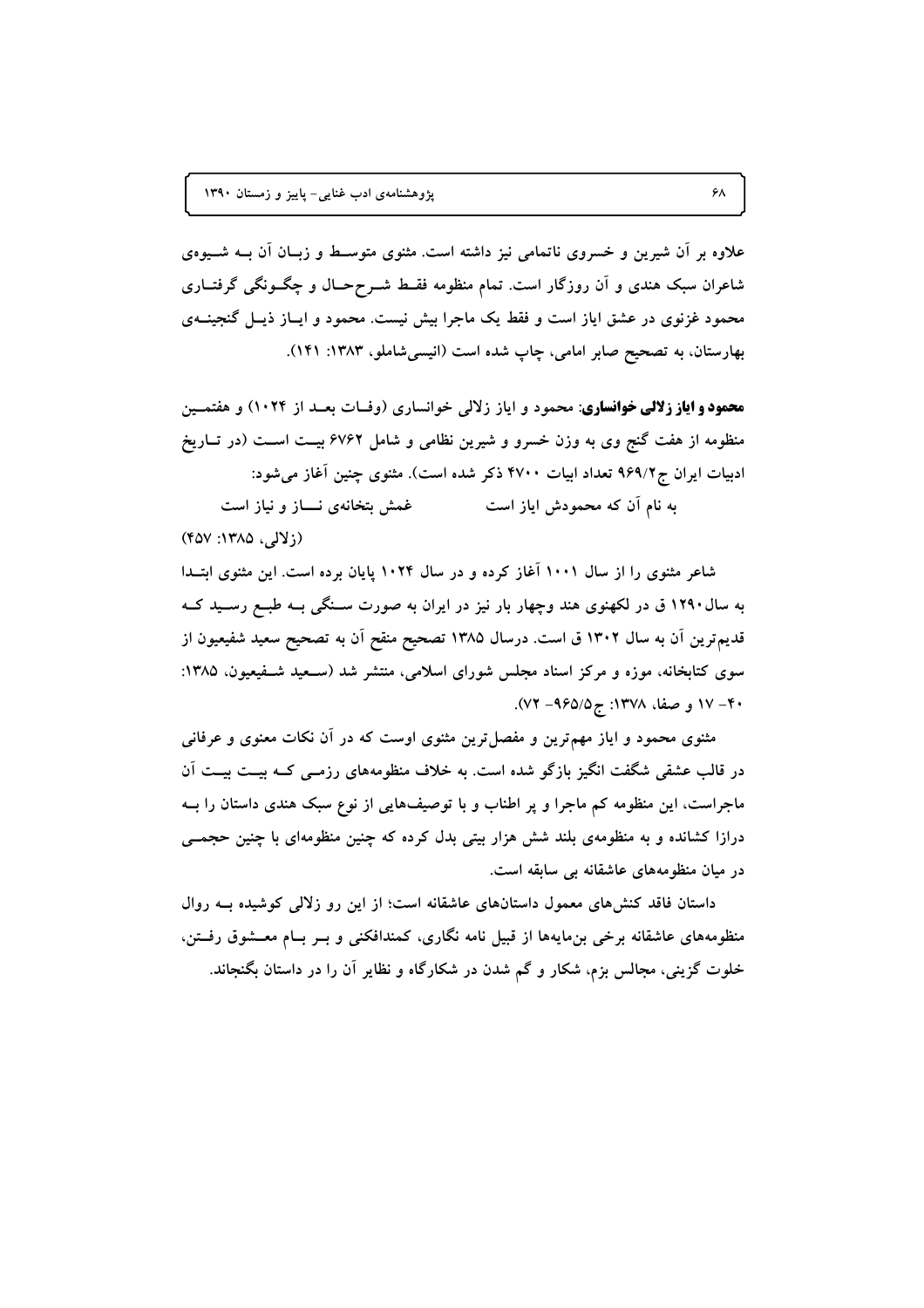علاوه بر آن شیرین و خسروی ناتمامی نیز داشته است. مثنوی متوسـط و زبـان آن بـه شـیوه‌ی شاعران سبک هندی و آن روزگار است. تمام منظومه فقـط شـرح‌حـال و چگـونگی گرفتـاری محمود غزنوی در عشق ایاز است و فقط یک ماجرا بیش نیست. محمود و ایـاز ذیـل گنجینـه‌ی بهارستان، به تصحیح صابر امامی، چاپ شده است (انیسی‌شاملو، ۱۳۸۳: ۱۴۱).

**محمود و ایاز زلالی خوانساری**: محمود و ایاز زلالی خوانساری (وفـات بعـد از ۱۰۲۴) و هفتمـین منظومه از هفت گنج وی به وزن خسرو و شیرین نظامی و شامل ۶۷۶۲ بیـت اسـت (در تـاریخ ادبیات ایران ج۹۶۹/۲ تعداد ابیات ۴۷۰۰ ذکر شده است). مثنوی چنین آغاز می‌شود:

به نام آن که محمودش ایاز است  غمش بتخانه‌ی نـــاز و نیاز است

(زلالی، ۱۳۸۵: ۴۵۷)

شاعر مثنوی را از سال ۱۰۰۱ آغاز کرده و در سال ۱۰۲۴ پایان برده است. این مثنوی ابتـدا به سال۱۲۹۰ ق در لکهنوی هند وچهار بار نیز در ایران به صورت سـنگی بـه طبـع رسـید کـه قدیم‌ترین آن به سال ۱۳۰۲ ق است. درسال ۱۳۸۵ تصحیح منقح آن به تصحیح سعید شفیعیون از سوی کتابخانه، موزه و مرکز اسناد مجلس شورای اسلامی، منتشر شد (سـعید شـفیعیون، ۱۳۸۵: ۴۰- ۱۷ و صفا، ۱۳۷۸: ج۹۶۵/۵- ۷۲).

مثنوی محمود و ایاز مهم‌ترین و مفصل‌ترین مثنوی اوست که در آن نکات معنوی و عرفانی در قالب عشقی شگفت انگیز بازگو شده است. به خلاف منظومه‌های رزمـی کـه بیـت بیـت آن ماجراست، این منظومه کم ماجرا و پر اطناب و با توصیف‌هایی از نوع سبک هندی داستان را بـه درازا کشانده و به منظومه‌ی بلند شش هزار بیتی بدل کرده که چنین منظومه‌ای با چنین حجمـی در میان منظومه‌های عاشقانه بی سابقه است.

داستان فاقد کنش‌های معمول داستان‌های عاشقانه است؛ از این رو زلالی کوشیده بـه روال منظومه‌های عاشقانه برخی بن‌مایه‌ها از قبیل نامه نگاری، کمندافکنی و بـر بـام معـشوق رفـتن، خلوت گزینی، مجالس بزم، شکار و گم شدن در شکارگاه و نظایر آن را در داستان بگنجاند.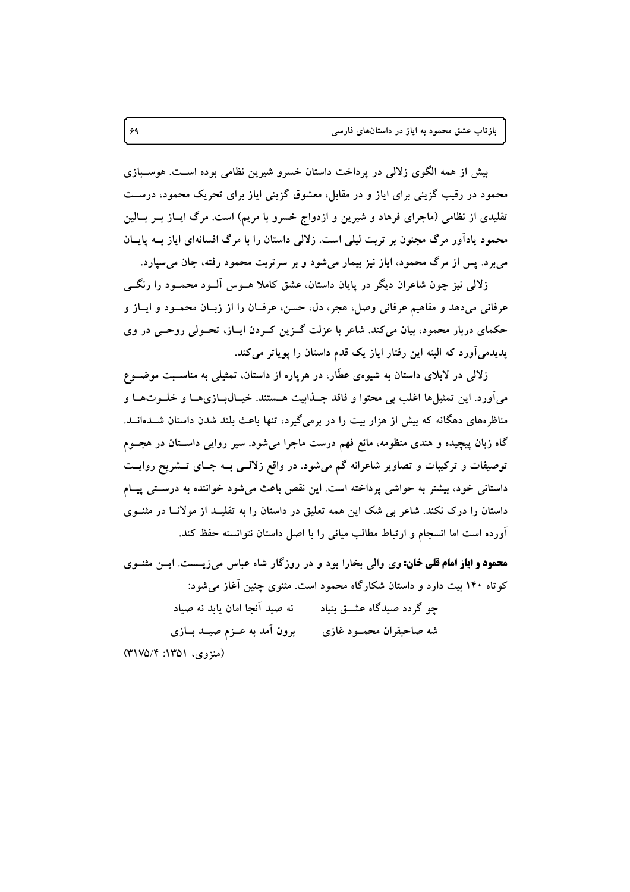بیش از همه الگوی زلالی در پرداخت داستان خسرو شیرین نظامی بوده است. هوسبازی محمود در رقیب گزینی برای ایاز و در مقابل، معشوق گزینی ایاز برای تحریک محمود، درست تقلیدی از نظامی (ماجرای فرهاد و شیرین و ازدواج خسرو با مریم) است. مرگ ایاز بر بالین محمود یادآور مرگ مجنون بر تربت لیلی است. زلالی داستان را با مرگ افسانه‌ای ایاز به پایان می‌برد. پس از مرگ محمود، ایاز نیز بیمار می‌شود و بر سرتربت محمود رفته، جان می‌سپارد.

زلالی نیز چون شاعران دیگر در پایان داستان، عشق کاملا هوس آلود محمود را رنگی عرفانی می‌دهد و مفاهیم عرفانی وصل، هجر، دل، حسن، عرفان را از زبان محمود و ایاز و حکمای دربار محمود، بیان می‌کند. شاعر با عزلت گزین کردن ایاز، تحولی روحی در وی پدیدمی‌آورد که البته این رفتار ایاز یک قدم داستان را پویاتر می‌کند.

زلالی در لابلای داستان به شیوه‌ی عطّار، در هرپاره از داستان، تمثیلی به مناسبت موضوع می‌آورد. این تمثیل‌ها اغلب بی محتوا و فاقد جذابیت هستند. خیال‌بازی‌ها و خلوت‌ها و مناظره‌های دهگانه که بیش از هزار بیت را در برمی‌گیرد، تنها باعث بلند شدن داستان شده‌اند. گاه زبان پیچیده و هندی منظومه، مانع فهم درست ماجرا می‌شود. سیر روایی داستان در هجوم توصیفات و ترکیبات و تصاویر شاعرانه گم می‌شود. در واقع زلالی به جای تشریح روایت داستانی خود، بیشتر به حواشی پرداخته است. این نقص باعث می‌شود خواننده به درستی پیام داستان را درک نکند. شاعر بی شک این همه تعلیق در داستان را به تقلید از مولانا در مثنوی آورده است اما انسجام و ارتباط مطالب میانی را با اصل داستان نتوانسته حفظ کند.

**محمود و ایاز امام قلی خان:** وی والی بخارا بود و در روزگار شاه عباس می‌زیست. این مثنوی کوتاه ۱۴۰ بیت دارد و داستان شکارگاه محمود است. مثنوی چنین آغاز می‌شود:

چو گردد صیدگاه عشق بنیاد &nbsp;&nbsp;&nbsp;&nbsp; نه صید آنجا امان یابد نه صیاد

شه صاحبقران محمود غازی &nbsp;&nbsp;&nbsp;&nbsp; برون آمد به عزم صید بازی

(منزوی، ۱۳۵۱: ۳۱۷۵/۴)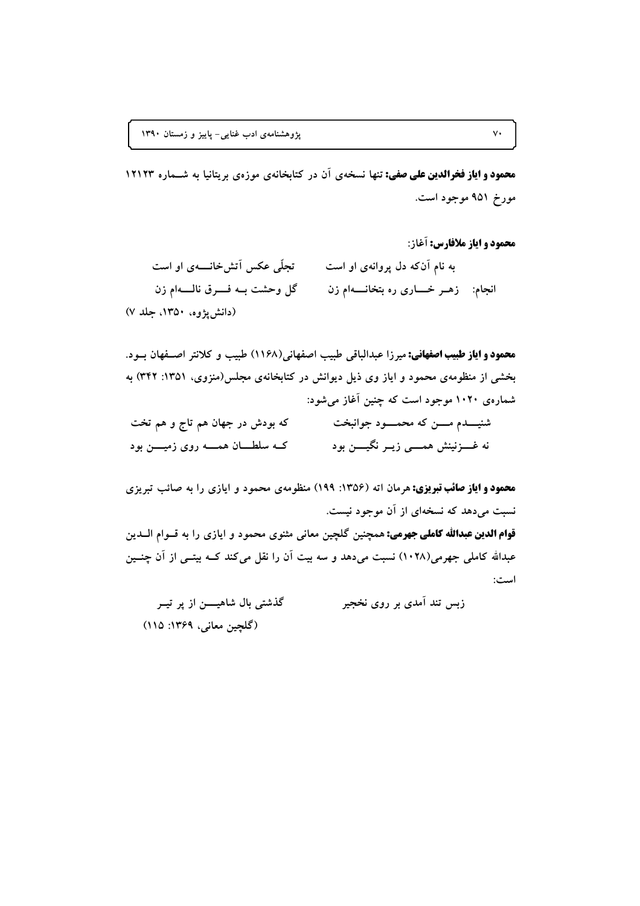**محمود و ایاز فخرالدین علی صفی:** تنها نسخه‌ی آن در کتابخانه‌ی موزه‌ی بریتانیا به شماره ۱۲۱۲۳ مورخ ۹۵۱ موجود است.

**محمود و ایاز ملافارس:** آغاز:

به نام آن‌که دل پروانه‌ی او است　　تجلّی عکس آتش‌خانه‌ی او است

انجام:　زهر خاری ره بتخانه‌ام زن　　گل وحشت به فرق ناله‌ام زن

(دانش‌پژوه، ۱۳۵۰، جلد ۷)

**محمود و ایاز طبیب اصفهانی:** میرزا عبدالباقی طبیب اصفهانی(۱۱۶۸) طبیب و کلانتر اصفهان بود. بخشی از منظومه‌ی محمود و ایاز وی ذیل دیوانش در کتابخانه‌ی مجلس(منزوی، ۱۳۵۱: ۳۴۲) به شماره‌ی ۱۰۲۰ موجود است که چنین آغاز می‌شود:

شنیدم من که محمود جوانبخت　　که بودش در جهان هم تاج و هم تخت

نه غزنینش همی زیر نگین بود　　که سلطان همه روی زمین بود

**محمود و ایاز صائب تبریزی:** هرمان اته (۱۳۵۶: ۱۹۹) منظومه‌ی محمود و ایازی را به صائب تبریزی نسبت می‌دهد که نسخه‌ای از آن موجود نیست.

**قوام الدین عبدالله کاملی جهرمی:** همچنین گلچین معانی مثنوی محمود و ایازی را به قوام الدین عبدالله کاملی جهرمی(۱۰۲۸) نسبت می‌دهد و سه بیت آن را نقل می‌کند که بیتی از آن چنین است:

زبس تند آمدی بر روی نخجیر　　گذشتی بال شاهین از پر تیر

(گلچین معانی، ۱۳۶۹: ۱۱۵)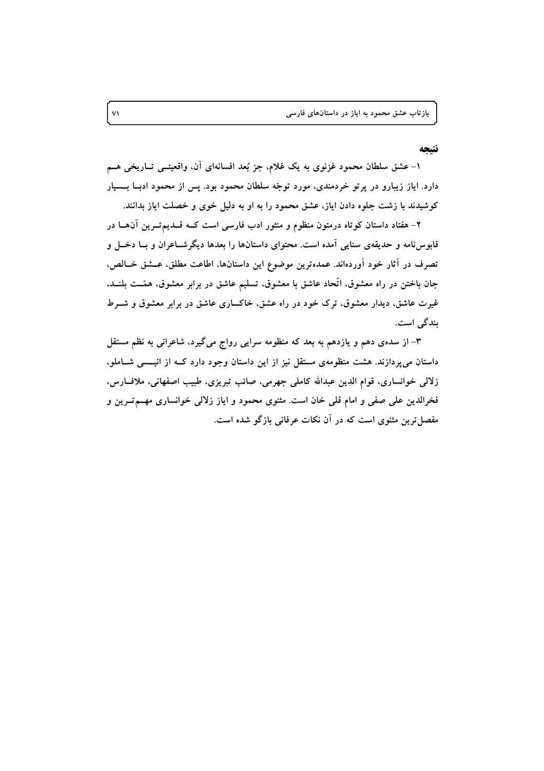## نتیجه

۱- عشق سلطان محمود غزنوی به یک غلام، جز بُعد افسانه‌ای آن، واقعیتی تاریخی هم دارد. ایاز زیبارو در پرتو خردمندی، مورد توجّه سلطان محمود بود. پس از محمود ادبا بسیار کوشیدند با زشت جلوه دادن ایاز، عشق محمود را به او به دلیل خوی و خصلت ایاز بدانند.

۲- هفتاد داستان کوتاه درمتون منظوم و منثور ادب فارسی است که قدیم‌ترین آن‌ها در قابوس‌نامه و حدیقه‌ی سنایی آمده است. محتوای داستان‌ها را بعدها دیگرشاعران و با دخل و تصرف در آثار خود آورده‌اند. عمده‌ترین موضوع این داستان‌ها، اطاعت مطلق، عشق خالص، جان باختن در راه معشوق، اتّحاد عاشق با معشوق، تسلیم عاشق در برابر معشوق، همّت بلند، غیرت عاشق، دیدار معشوق، ترک خود در راه عشق، خاکساری عاشق در برابر معشوق و شرط بندگی است.

۳- از سده‌ی دهم و یازدهم به بعد که منظومه سرایی رواج می‌گیرد، شاعرانی به نظم مستقل داستان می‌پردازند. هشت منظومه‌ی مستقل نیز از این داستان وجود دارد که از انیسی شاملو، زلالی خوانساری، قوام الدین عبدالله کاملی جهرمی، صائب تبریزی، طبیب اصفهانی، ملافارس، فخرالدین علی صفی و امام قلی خان است. مثنوی محمود و ایاز زلالی خوانساری مهم‌ترین و مفصل‌ترین مثنوی است که در آن نکات عرفانی بازگو شده است.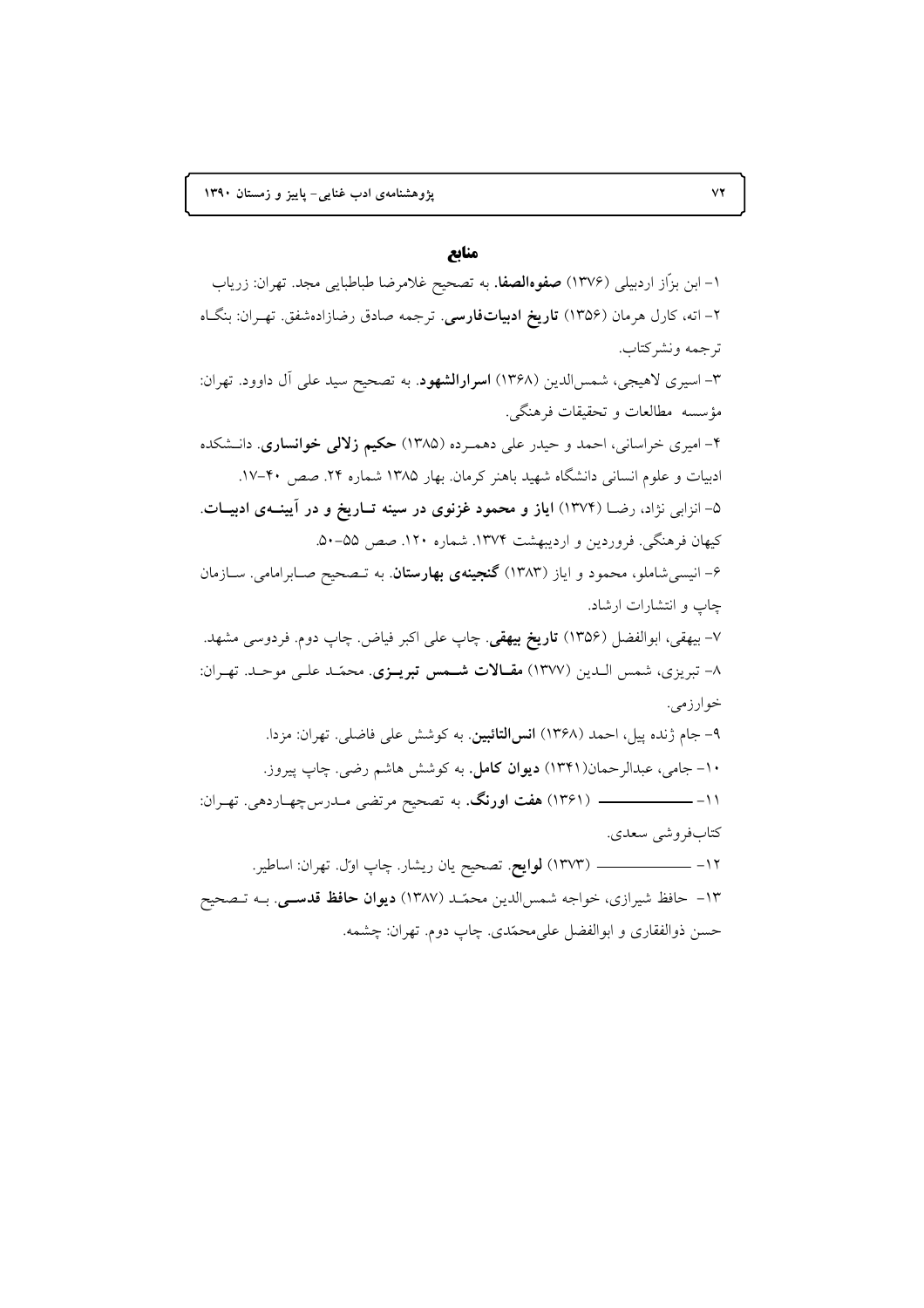## منابع

۱- ابن بزّاز اردبیلی (۱۳۷۶) **صفوه‌الصفا**. به تصحیح غلامرضا طباطبایی مجد. تهران: زریاب

۲- اته، کارل هرمان (۱۳۵۶) **تاریخ ادبیات‌فارسی**. ترجمه صادق رضازاده‌شفق. تهـران: بنگـاه ترجمه ونشرکتاب.

۳- اسیری لاهیجی، شمس‌الدین (۱۳۶۸) **اسرارالشهود**. به تصحیح سید علی آل داوود. تهران: مؤسسه مطالعات و تحقیقات فرهنگی.

۴- امیری خراسانی، احمد و حیدر علی دهمـرده (۱۳۸۵) **حکیم زلالی خوانساری**. دانـشکده ادبیات و علوم انسانی دانشگاه شهید باهنر کرمان. بهار ۱۳۸۵ شماره ۲۴. صص ۴۰-۱۷.

۵- انزابی نژاد، رضـا (۱۳۷۴) **ایاز و محمود غزنوی در سینه تـاریخ و در آیینـه‌ی ادبیـات**. کیهان فرهنگی. فروردین و اردیبهشت ۱۳۷۴. شماره ۱۲۰. صص ۵۵-۵۰.

۶- انیسی‌شاملو، محمود و ایاز (۱۳۸۳) **گنجینه‌ی بهارستان**. به تـصحیح صـابرامامی. سـازمان چاپ و انتشارات ارشاد.

۷- بیهقی، ابوالفضل (۱۳۵۶) **تاریخ بیهقی**. چاپ علی اکبر فیاض. چاپ دوم. فردوسی مشهد.

۸- تبریزی، شمس الـدین (۱۳۷۷) **مقـالات شـمس تبریـزی**. محمّـد علـی موحـد. تهـران: خوارزمی.

۹- جام ژنده پیل، احمد (۱۳۶۸) **انس‌التائبین**. به کوشش علی فاضلی. تهران: مزدا.

۱۰- جامی، عبدالرحمان(۱۳۴۱) **دیوان کامل**. به کوشش هاشم رضی. چاپ پیروز.

۱۱- ـــــــــــــــ (۱۳۶۱) **هفت اورنگ**. به تصحیح مرتضی مـدرس‌چهـاردهی. تهـران: کتاب‌فروشی سعدی.

۱۲- ـــــــــــــــ (۱۳۷۳) **لوایح**. تصحیح یان ریشار. چاپ اوّل. تهران: اساطیر.

۱۳- حافظ شیرازی، خواجه شمس‌الدین محمّـد (۱۳۸۷) **دیوان حافظ قدسـی**. بـه تـصحیح حسن ذوالفقاری و ابوالفضل علی‌محمّدی. چاپ دوم. تهران: چشمه.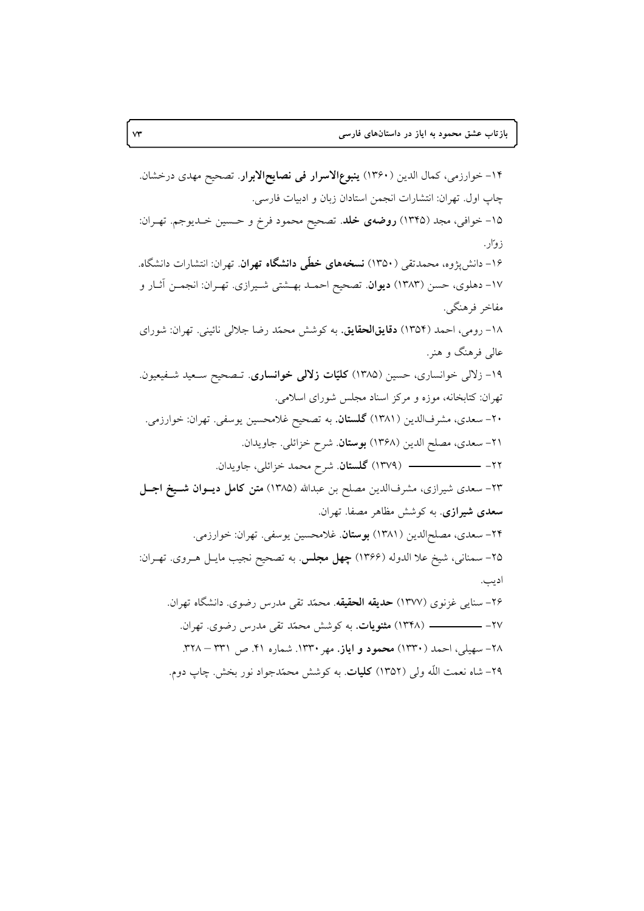۱۴- خوارزمی، کمال الدین (۱۳۶۰) **ینبوع‌الاسرار فی نصایح‌الابرار**. تصحیح مهدی درخشان. چاپ اول. تهران: انتشارات انجمن استادان زبان و ادبیات فارسی.

۱۵- خوافی، مجد (۱۳۴۵) **روضه‌ی خلد**. تصحیح محمود فرخ و حسین خدیوجم. تهران: زوّار.

۱۶- دانش‌پژوه، محمدتقی (۱۳۵۰) **نسخه‌های خطّی دانشگاه تهران**. تهران: انتشارات دانشگاه.

۱۷- دهلوی، حسن (۱۳۸۳) **دیوان**. تصحیح احمد بهشتی شیرازی. تهران: انجمن آثار و مفاخر فرهنگی.

۱۸- رومی، احمد (۱۳۵۴) **دقایق‌الحقایق**. به کوشش محمّد رضا جلالی نائینی. تهران: شورای عالی فرهنگ و هنر.

۱۹- زلالی خوانساری، حسین (۱۳۸۵) **کلیّات زلالی خوانساری**. تصحیح سعید شفیعیون. تهران: کتابخانه، موزه و مرکز اسناد مجلس شورای اسلامی.

۲۰- سعدی، مشرف‌الدین (۱۳۸۱) **گلستان**. به تصحیح غلامحسین یوسفی. تهران: خوارزمی.

۲۱- سعدی، مصلح الدین (۱۳۶۸) **بوستان**. شرح خزائلی. جاویدان.

۲۲- ———————— (۱۳۷۹) **گلستان**. شرح محمد خزائلی، جاویدان.

۲۳- سعدی شیرازی، مشرف‌الدین مصلح بن عبدالله (۱۳۸۵) **متن کامل دیوان شیخ اجل سعدی شیرازی**. به کوشش مظاهر مصفا. تهران.

۲۴- سعدی، مصلح‌الدین (۱۳۸۱) **بوستان**. غلامحسین یوسفی. تهران: خوارزمی.

۲۵- سمنانی، شیخ علا الدوله (۱۳۶۶) **چهل مجلس**. به تصحیح نجیب مایل هروی. تهران: ادیب.

۲۶- سنایی غزنوی (۱۳۷۷) **حدیقه الحقیقه**. محمّد تقی مدرس رضوی. دانشگاه تهران.

۲۷- ———————— (۱۳۴۸) **مثنویات**. به کوشش محمّد تقی مدرس رضوی. تهران.

۲۸- سهیلی، احمد (۱۳۳۰) **محمود و ایاز**. مهر ۱۳۳۰. شماره ۴۱. ص ۳۳۱ – ۳۲۸.

۲۹- شاه نعمت اللّه ولی (۱۳۵۲) **کلیات**. به کوشش محمّدجواد نور بخش. چاپ دوم.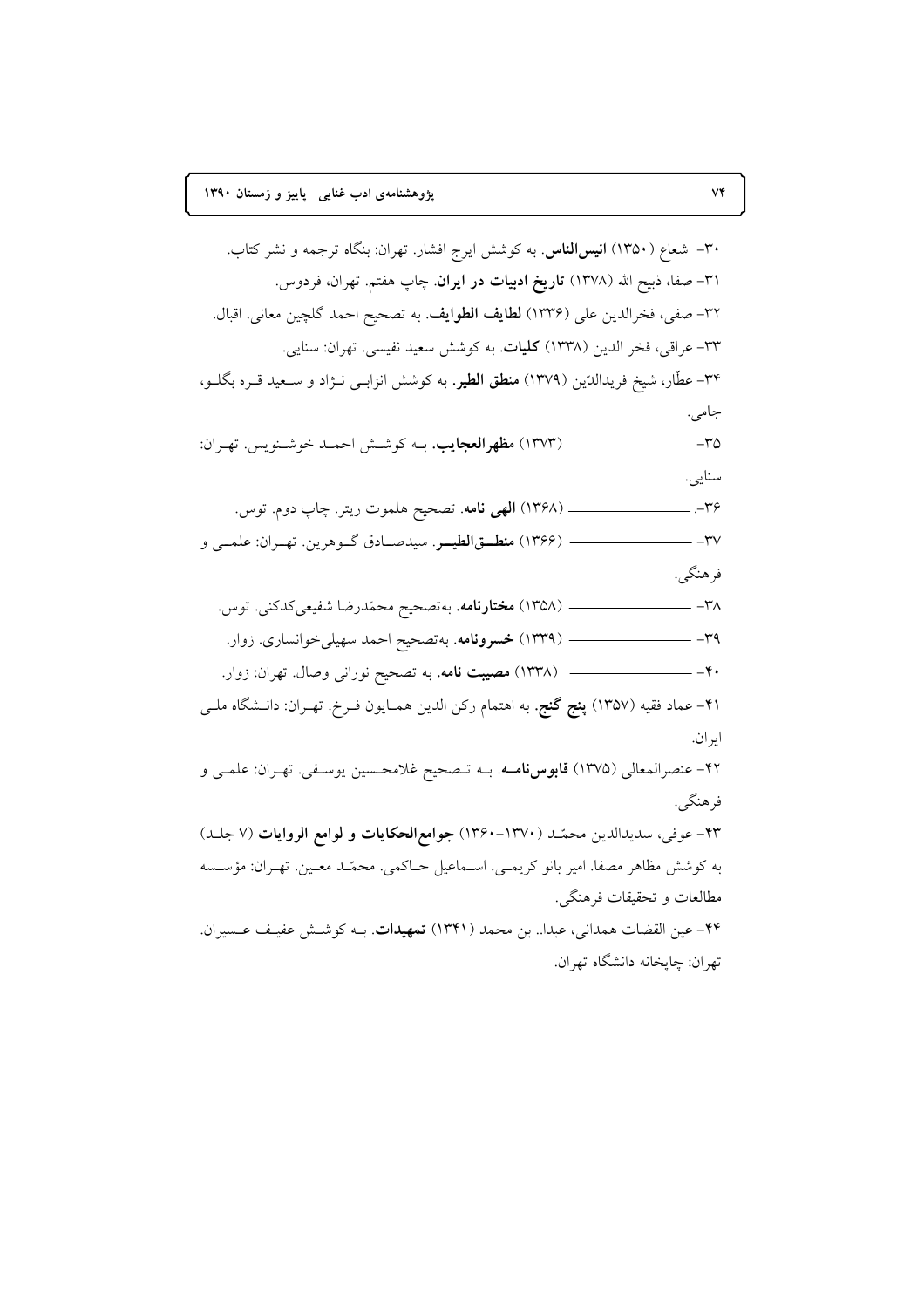۳۰- شعاع (۱۳۵۰) **انیس‌الناس**. به کوشش ایرج افشار. تهران: بنگاه ترجمه و نشر کتاب.

۳۱- صفا، ذبیح الله (۱۳۷۸) **تاریخ ادبیات در ایران**. چاپ هفتم. تهران، فردوس.

۳۲- صفی، فخرالدین علی (۱۳۳۶) **لطایف الطوایف**. به تصحیح احمد گلچین معانی. اقبال.

۳۳- عراقی، فخر الدین (۱۳۳۸) **کلیات**. به کوشش سعید نفیسی. تهران: سنایی.

۳۴- عطّار، شیخ فریدالدّین (۱۳۷۹) **منطق الطیر**. به کوشش انزابی نژاد و سعید قره بگلو، جامی.

۳۵- ــــــــــــــــــ (۱۳۷۳) **مظهرالعجایب**. به کوشش احمد خوشنویس. تهران: سنایی.

۳۶- ــــــــــــــــــ (۱۳۶۸) **الهی نامه**. تصحیح هلموت ریتر. چاپ دوم. توس.

۳۷- ــــــــــــــــــ (۱۳۶۶) **منطق‌الطیر**. سیدصادق گوهرین. تهران: علمی و فرهنگی.

۳۸- ــــــــــــــــــ (۱۳۵۸) **مختارنامه**. به‌تصحیح محمّدرضا شفیعی‌کدکنی. توس.

۳۹- ــــــــــــــــــ (۱۳۳۹) **خسرونامه**. به‌تصحیح احمد سهیلی‌خوانساری. زوار.

۴۰- ــــــــــــــــــ (۱۳۳۸) **مصیبت نامه**. به تصحیح نورانی وصال. تهران: زوار.

۴۱- عماد فقیه (۱۳۵۷) **پنج گنج**. به اهتمام رکن الدین همایون فرخ. تهران: دانشگاه ملی ایران.

۴۲- عنصرالمعالی (۱۳۷۵) **قابوس‌نامه**. به تصحیح غلامحسین یوسفی. تهران: علمی و فرهنگی.

۴۳- عوفی، سدیدالدین محمّد (۱۳۷۰-۱۳۶۰) **جوامع‌الحکایات و لوامع الروایات** (۷ جلد) به کوشش مظاهر مصفا. امیر بانو کریمی. اسماعیل حاکمی. محمّد معین. تهران: مؤسسه مطالعات و تحقیقات فرهنگی.

۴۴- عین القضات همدانی، عبدا.. بن محمد (۱۳۴۱) **تمهیدات**. به کوشش عفیف عسیران. تهران: چاپخانه دانشگاه تهران.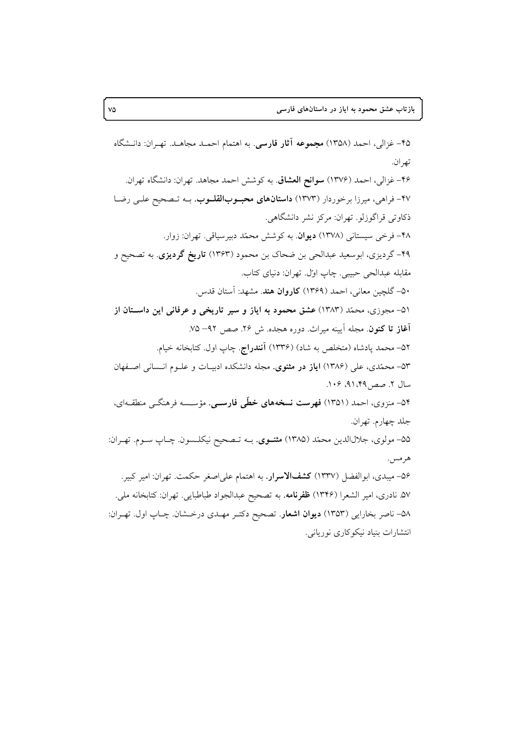۴۵- غزالی، احمد (۱۳۵۸) **مجموعه آثار فارسی**. به اهتمام احمـد مجاهـد. تهـران: دانـشگاه تهران.

۴۶- غزالی، احمد (۱۳۷۶) **سوانح العشاق**. به کوشش احمد مجاهد. تهران: دانشگاه تهران.

۴۷- فراهی، میرزا برخوردار (۱۳۷۳) **داستان‌های محبـوب‌القلـوب**. بـه تـصحیح علـی رضـا ذکاوتی قراگوزلو. تهران: مرکز نشر دانشگاهی.

۴۸- فرخی سیستانی (۱۳۷۸) **دیوان**. به کوشش محمّد دبیرسیاقی. تهران: زوار.

۴۹- گردیزی، ابوسعید عبدالحی بن ضحاک بن محمود (۱۳۶۳) **تاریخ گردیزی**. به تصحیح و مقابله عبدالحی حبیبی. چاپ اوّل. تهران: دنیای کتاب.

۵۰- گلچین معانی، احمد (۱۳۶۹) **کاروان هند**. مشهد: آستان قدس.

۵۱- مجوزی، محمّد (۱۳۸۳) **عشق محمود به ایاز و سیر تاریخی و عرفانی این داسـتان از آغاز تا کنون**. مجله آیینه میراث. دوره هجده. ش ۲۶. صص ۹۲– ۷۵.

۵۲- محمد پادشاه (متخلص به شاد) (۱۳۳۶) **آنندراج**. چاپ اول. کتابخانه خیام.

۵۳- محمّدی، علی (۱۳۸۶) **ایاز در مثنوی**. مجله دانشکده ادبیـات و علـوم انـسانی اصـفهان سال ۲. صص۴۹، ۹۱، ۱۰۶.

۵۴- منزوی، احمد (۱۳۵۱) **فهرست نسخه‌های خطّی فارسـی**. مؤسـسه فرهنگـی منطقـه‌ای، جلد چهارم. تهران.

۵۵- مولوی، جلال‌الدین محمّد (۱۳۸۵) **مثنـوی**. بـه تـصحیح نیکلـسون. چـاپ سـوم. تهـران: هرمس.

۵۶- میبدی، ابوالفضل (۱۳۳۷) **کشف‌الاسرار**. به اهتمام علی‌اصغر حکمت. تهران: امیر کبیر.

۵۷. نادری، امیر الشعرا (۱۳۴۶) **ظفرنامه**. به تصحیح عبدالجواد طباطبایی. تهران: کتابخانه ملی.

۵۸- ناصر بخارایی (۱۳۵۳) **دیوان اشعار**. تصحیح دکتـر مهـدی درخـشان. چـاپ اول. تهـران: انتشارات بنیاد نیکوکاری نوریانی.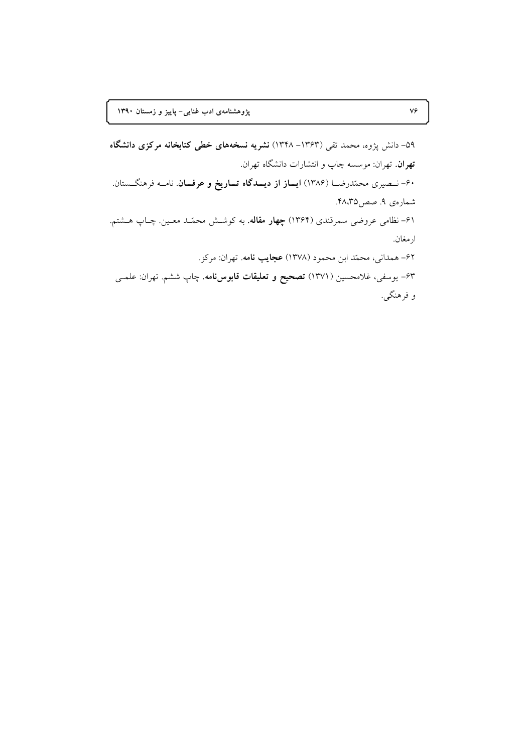۵۹- دانش پژوه، محمد تقی (۱۳۶۳- ۱۳۴۸) **نشریه نسخه‌های خطی کتابخانه مرکزی دانشگاه تهران**. تهران: موسسه چاپ و انتشارات دانشگاه تهران.

۶۰- نصیری محمّدرضا (۱۳۸۶) **ایاز از دیدگاه تاریخ و عرفان**. نامه فرهنگستان. شماره‌ی ۹. صص۴۸،۳۵.

۶۱- نظامی عروضی سمرقندی (۱۳۶۴) **چهار مقاله**. به کوشش محمّد معین. چاپ هشتم. ارمغان.

۶۲- همدانی، محمّد ابن محمود (۱۳۷۸) **عجایب نامه**. تهران: مرکز.

۶۳- یوسفی، غلامحسین (۱۳۷۱) **تصحیح و تعلیقات قابوس‌نامه**. چاپ ششم. تهران: علمی و فرهنگی.